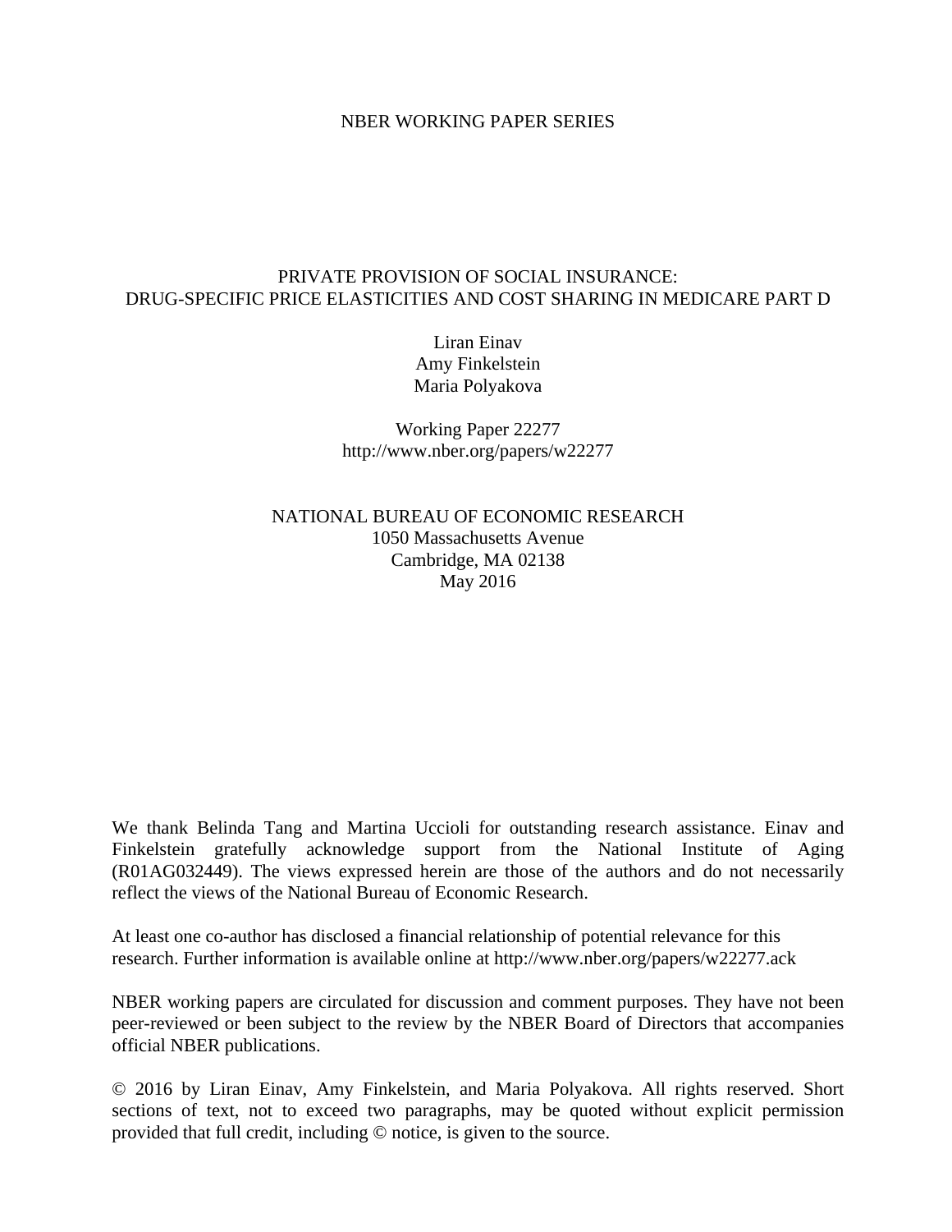NBER WORKING PAPER SERIES

# PRIVATE PROVISION OF SOCIAL INSURANCE: DRUG-SPECIFIC PRICE ELASTICITIES AND COST SHARING IN MEDICARE PART D

Liran Einav
Amy Finkelstein
Maria Polyakova

Working Paper 22277
http://www.nber.org/papers/w22277

NATIONAL BUREAU OF ECONOMIC RESEARCH
1050 Massachusetts Avenue
Cambridge, MA 02138
May 2016

We thank Belinda Tang and Martina Uccioli for outstanding research assistance. Einav and Finkelstein gratefully acknowledge support from the National Institute of Aging (R01AG032449). The views expressed herein are those of the authors and do not necessarily reflect the views of the National Bureau of Economic Research.

At least one co-author has disclosed a financial relationship of potential relevance for this research. Further information is available online at http://www.nber.org/papers/w22277.ack

NBER working papers are circulated for discussion and comment purposes. They have not been peer-reviewed or been subject to the review by the NBER Board of Directors that accompanies official NBER publications.

© 2016 by Liran Einav, Amy Finkelstein, and Maria Polyakova. All rights reserved. Short sections of text, not to exceed two paragraphs, may be quoted without explicit permission provided that full credit, including © notice, is given to the source.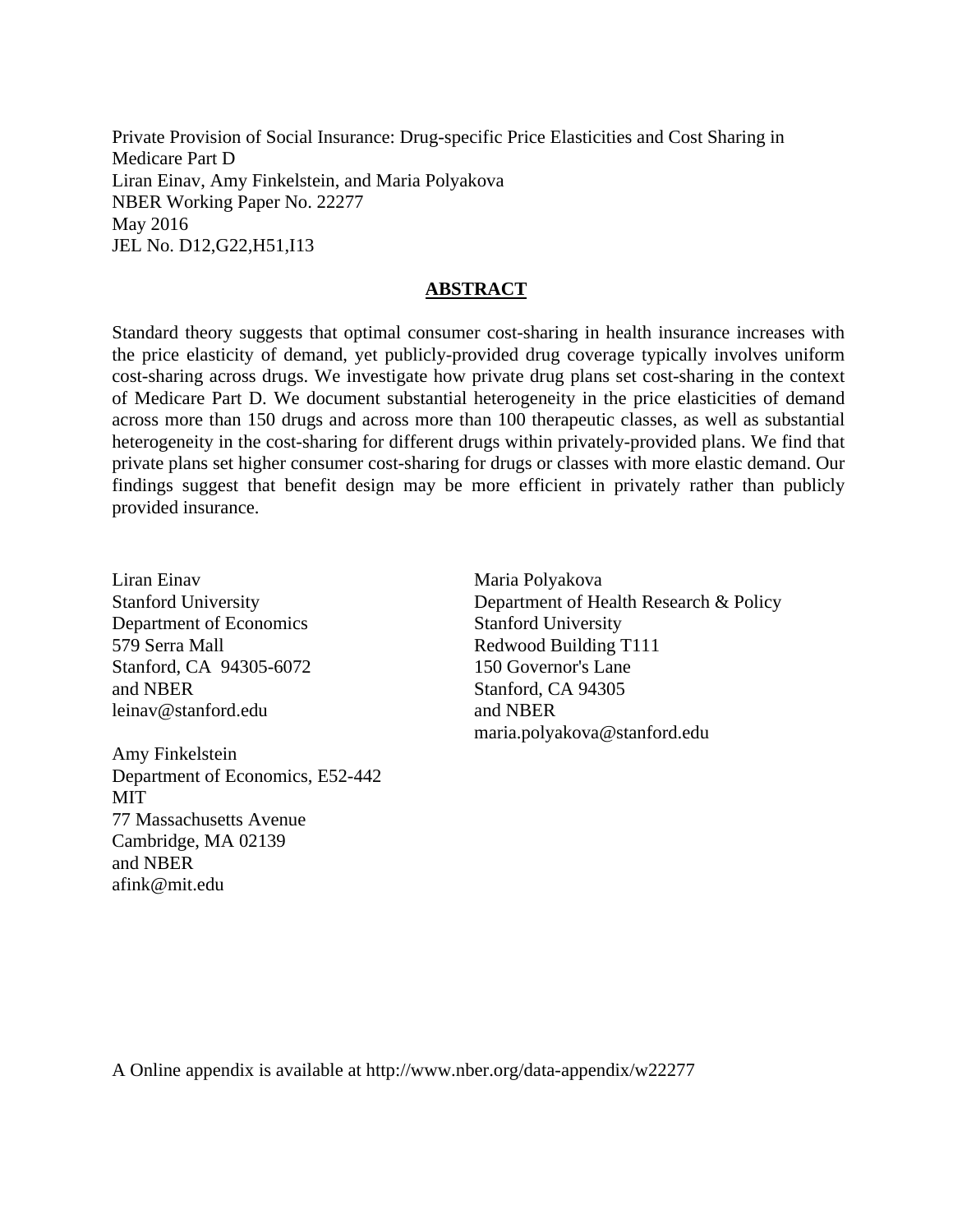Private Provision of Social Insurance: Drug-specific Price Elasticities and Cost Sharing in Medicare Part D
Liran Einav, Amy Finkelstein, and Maria Polyakova
NBER Working Paper No. 22277
May 2016
JEL No. D12,G22,H51,I13

## ABSTRACT

Standard theory suggests that optimal consumer cost-sharing in health insurance increases with the price elasticity of demand, yet publicly-provided drug coverage typically involves uniform cost-sharing across drugs. We investigate how private drug plans set cost-sharing in the context of Medicare Part D. We document substantial heterogeneity in the price elasticities of demand across more than 150 drugs and across more than 100 therapeutic classes, as well as substantial heterogeneity in the cost-sharing for different drugs within privately-provided plans. We find that private plans set higher consumer cost-sharing for drugs or classes with more elastic demand. Our findings suggest that benefit design may be more efficient in privately rather than publicly provided insurance.

Liran Einav
Stanford University
Department of Economics
579 Serra Mall
Stanford, CA 94305-6072
and NBER
leinav@stanford.edu

Amy Finkelstein
Department of Economics, E52-442
MIT
77 Massachusetts Avenue
Cambridge, MA 02139
and NBER
afink@mit.edu

Maria Polyakova
Department of Health Research & Policy
Stanford University
Redwood Building T111
150 Governor's Lane
Stanford, CA 94305
and NBER
maria.polyakova@stanford.edu

A Online appendix is available at http://www.nber.org/data-appendix/w22277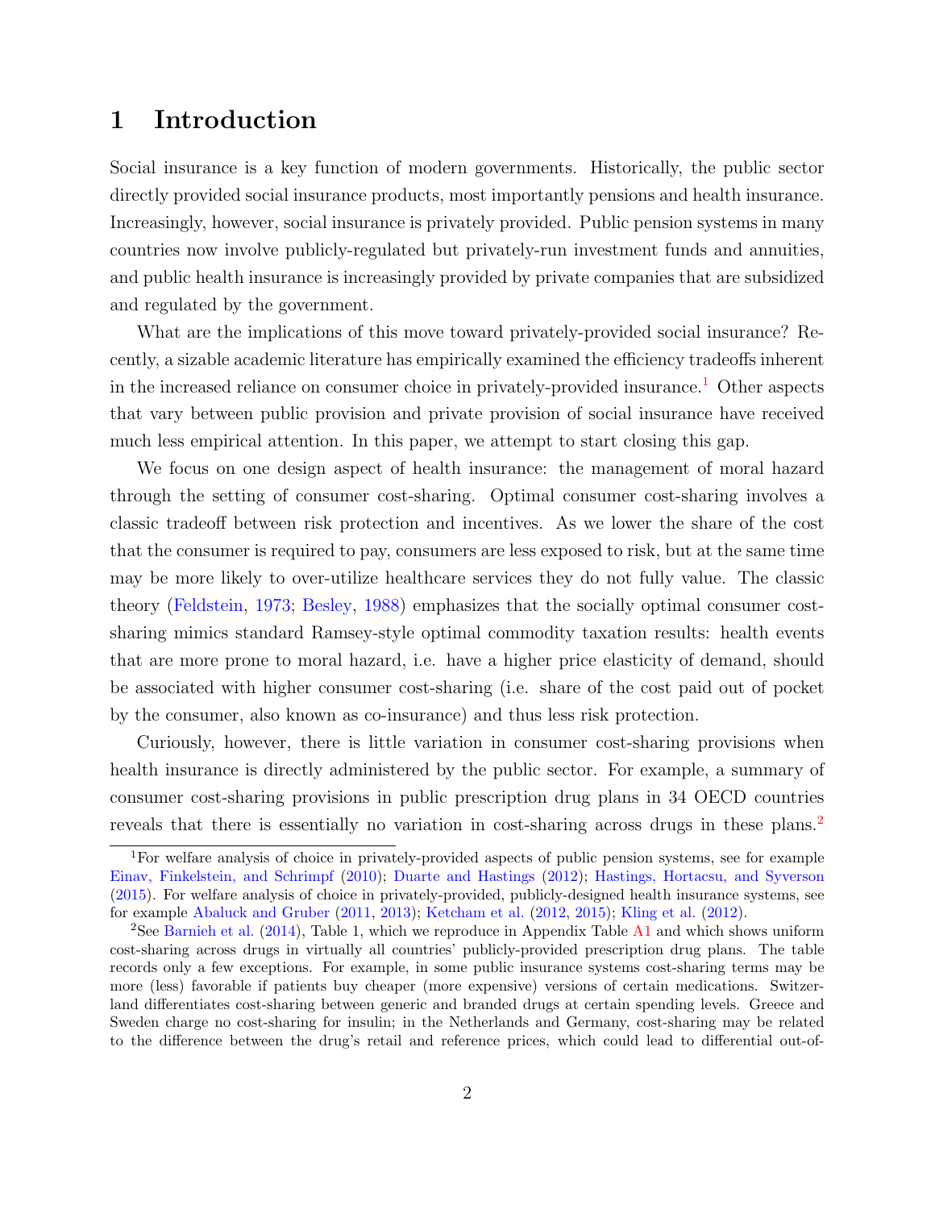# 1 Introduction

Social insurance is a key function of modern governments. Historically, the public sector directly provided social insurance products, most importantly pensions and health insurance. Increasingly, however, social insurance is privately provided. Public pension systems in many countries now involve publicly-regulated but privately-run investment funds and annuities, and public health insurance is increasingly provided by private companies that are subsidized and regulated by the government.

What are the implications of this move toward privately-provided social insurance? Recently, a sizable academic literature has empirically examined the efficiency tradeoffs inherent in the increased reliance on consumer choice in privately-provided insurance.[1] Other aspects that vary between public provision and private provision of social insurance have received much less empirical attention. In this paper, we attempt to start closing this gap.

We focus on one design aspect of health insurance: the management of moral hazard through the setting of consumer cost-sharing. Optimal consumer cost-sharing involves a classic tradeoff between risk protection and incentives. As we lower the share of the cost that the consumer is required to pay, consumers are less exposed to risk, but at the same time may be more likely to over-utilize healthcare services they do not fully value. The classic theory (Feldstein, 1973; Besley, 1988) emphasizes that the socially optimal consumer cost-sharing mimics standard Ramsey-style optimal commodity taxation results: health events that are more prone to moral hazard, i.e. have a higher price elasticity of demand, should be associated with higher consumer cost-sharing (i.e. share of the cost paid out of pocket by the consumer, also known as co-insurance) and thus less risk protection.

Curiously, however, there is little variation in consumer cost-sharing provisions when health insurance is directly administered by the public sector. For example, a summary of consumer cost-sharing provisions in public prescription drug plans in 34 OECD countries reveals that there is essentially no variation in cost-sharing across drugs in these plans.[2]

[1] For welfare analysis of choice in privately-provided aspects of public pension systems, see for example Einav, Finkelstein, and Schrimpf (2010); Duarte and Hastings (2012); Hastings, Hortacsu, and Syverson (2015). For welfare analysis of choice in privately-provided, publicly-designed health insurance systems, see for example Abaluck and Gruber (2011, 2013); Ketcham et al. (2012, 2015); Kling et al. (2012).

[2] See Barnieh et al. (2014), Table 1, which we reproduce in Appendix Table A1 and which shows uniform cost-sharing across drugs in virtually all countries' publicly-provided prescription drug plans. The table records only a few exceptions. For example, in some public insurance systems cost-sharing terms may be more (less) favorable if patients buy cheaper (more expensive) versions of certain medications. Switzerland differentiates cost-sharing between generic and branded drugs at certain spending levels. Greece and Sweden charge no cost-sharing for insulin; in the Netherlands and Germany, cost-sharing may be related to the difference between the drug's retail and reference prices, which could lead to differential out-of-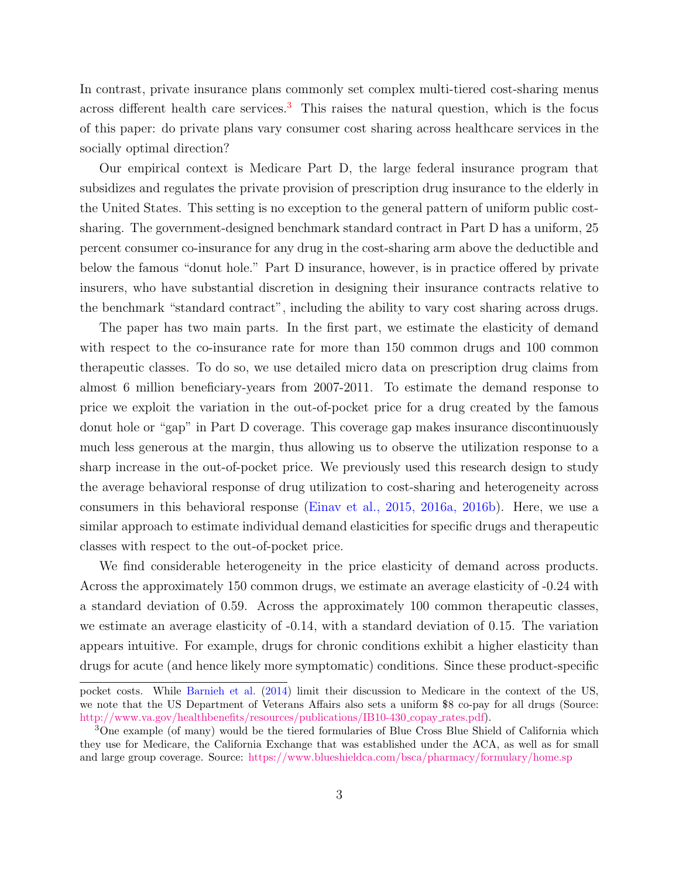In contrast, private insurance plans commonly set complex multi-tiered cost-sharing menus across different health care services.[3] This raises the natural question, which is the focus of this paper: do private plans vary consumer cost sharing across healthcare services in the socially optimal direction?

Our empirical context is Medicare Part D, the large federal insurance program that subsidizes and regulates the private provision of prescription drug insurance to the elderly in the United States. This setting is no exception to the general pattern of uniform public cost-sharing. The government-designed benchmark standard contract in Part D has a uniform, 25 percent consumer co-insurance for any drug in the cost-sharing arm above the deductible and below the famous "donut hole." Part D insurance, however, is in practice offered by private insurers, who have substantial discretion in designing their insurance contracts relative to the benchmark "standard contract", including the ability to vary cost sharing across drugs.

The paper has two main parts. In the first part, we estimate the elasticity of demand with respect to the co-insurance rate for more than 150 common drugs and 100 common therapeutic classes. To do so, we use detailed micro data on prescription drug claims from almost 6 million beneficiary-years from 2007-2011. To estimate the demand response to price we exploit the variation in the out-of-pocket price for a drug created by the famous donut hole or "gap" in Part D coverage. This coverage gap makes insurance discontinuously much less generous at the margin, thus allowing us to observe the utilization response to a sharp increase in the out-of-pocket price. We previously used this research design to study the average behavioral response of drug utilization to cost-sharing and heterogeneity across consumers in this behavioral response (Einav et al., 2015, 2016a, 2016b). Here, we use a similar approach to estimate individual demand elasticities for specific drugs and therapeutic classes with respect to the out-of-pocket price.

We find considerable heterogeneity in the price elasticity of demand across products. Across the approximately 150 common drugs, we estimate an average elasticity of -0.24 with a standard deviation of 0.59. Across the approximately 100 common therapeutic classes, we estimate an average elasticity of -0.14, with a standard deviation of 0.15. The variation appears intuitive. For example, drugs for chronic conditions exhibit a higher elasticity than drugs for acute (and hence likely more symptomatic) conditions. Since these product-specific

pocket costs. While Barnieh et al. (2014) limit their discussion to Medicare in the context of the US, we note that the US Department of Veterans Affairs also sets a uniform $8 co-pay for all drugs (Source: http://www.va.gov/healthbenefits/resources/publications/IB10-430_copay_rates.pdf).

[3] One example (of many) would be the tiered formularies of Blue Cross Blue Shield of California which they use for Medicare, the California Exchange that was established under the ACA, as well as for small and large group coverage. Source: https://www.blueshieldca.com/bsca/pharmacy/formulary/home.sp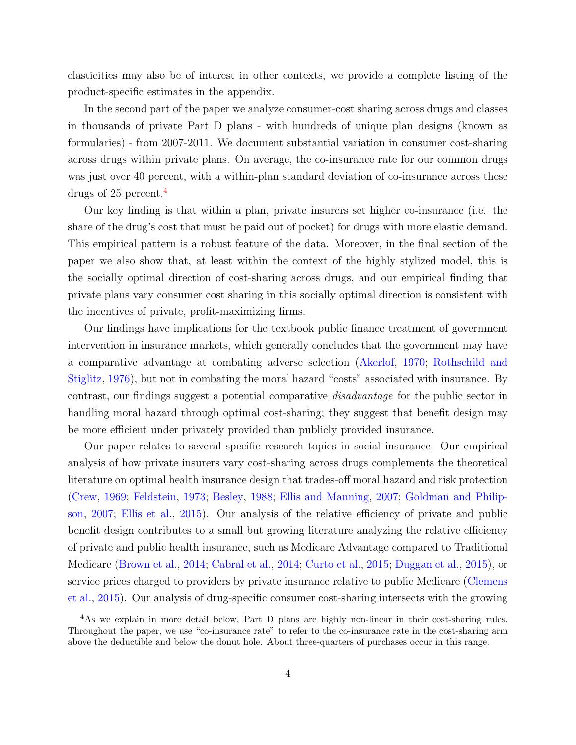elasticities may also be of interest in other contexts, we provide a complete listing of the product-specific estimates in the appendix.

In the second part of the paper we analyze consumer-cost sharing across drugs and classes in thousands of private Part D plans - with hundreds of unique plan designs (known as formularies) - from 2007-2011. We document substantial variation in consumer cost-sharing across drugs within private plans. On average, the co-insurance rate for our common drugs was just over 40 percent, with a within-plan standard deviation of co-insurance across these drugs of 25 percent.[4]

Our key finding is that within a plan, private insurers set higher co-insurance (i.e. the share of the drug's cost that must be paid out of pocket) for drugs with more elastic demand. This empirical pattern is a robust feature of the data. Moreover, in the final section of the paper we also show that, at least within the context of the highly stylized model, this is the socially optimal direction of cost-sharing across drugs, and our empirical finding that private plans vary consumer cost sharing in this socially optimal direction is consistent with the incentives of private, profit-maximizing firms.

Our findings have implications for the textbook public finance treatment of government intervention in insurance markets, which generally concludes that the government may have a comparative advantage at combating adverse selection (Akerlof, 1970; Rothschild and Stiglitz, 1976), but not in combating the moral hazard "costs" associated with insurance. By contrast, our findings suggest a potential comparative *disadvantage* for the public sector in handling moral hazard through optimal cost-sharing; they suggest that benefit design may be more efficient under privately provided than publicly provided insurance.

Our paper relates to several specific research topics in social insurance. Our empirical analysis of how private insurers vary cost-sharing across drugs complements the theoretical literature on optimal health insurance design that trades-off moral hazard and risk protection (Crew, 1969; Feldstein, 1973; Besley, 1988; Ellis and Manning, 2007; Goldman and Philipson, 2007; Ellis et al., 2015). Our analysis of the relative efficiency of private and public benefit design contributes to a small but growing literature analyzing the relative efficiency of private and public health insurance, such as Medicare Advantage compared to Traditional Medicare (Brown et al., 2014; Cabral et al., 2014; Curto et al., 2015; Duggan et al., 2015), or service prices charged to providers by private insurance relative to public Medicare (Clemens et al., 2015). Our analysis of drug-specific consumer cost-sharing intersects with the growing

[4] As we explain in more detail below, Part D plans are highly non-linear in their cost-sharing rules. Throughout the paper, we use "co-insurance rate" to refer to the co-insurance rate in the cost-sharing arm above the deductible and below the donut hole. About three-quarters of purchases occur in this range.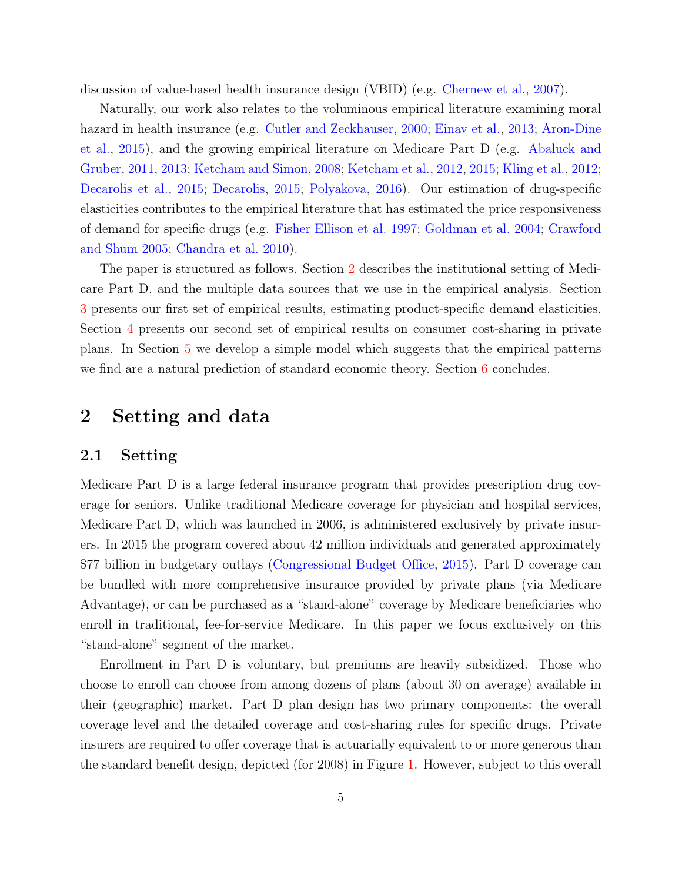discussion of value-based health insurance design (VBID) (e.g. Chernew et al., 2007).

Naturally, our work also relates to the voluminous empirical literature examining moral hazard in health insurance (e.g. Cutler and Zeckhauser, 2000; Einav et al., 2013; Aron-Dine et al., 2015), and the growing empirical literature on Medicare Part D (e.g. Abaluck and Gruber, 2011, 2013; Ketcham and Simon, 2008; Ketcham et al., 2012, 2015; Kling et al., 2012; Decarolis et al., 2015; Decarolis, 2015; Polyakova, 2016). Our estimation of drug-specific elasticities contributes to the empirical literature that has estimated the price responsiveness of demand for specific drugs (e.g. Fisher Ellison et al. 1997; Goldman et al. 2004; Crawford and Shum 2005; Chandra et al. 2010).

The paper is structured as follows. Section 2 describes the institutional setting of Medicare Part D, and the multiple data sources that we use in the empirical analysis. Section 3 presents our first set of empirical results, estimating product-specific demand elasticities. Section 4 presents our second set of empirical results on consumer cost-sharing in private plans. In Section 5 we develop a simple model which suggests that the empirical patterns we find are a natural prediction of standard economic theory. Section 6 concludes.

# 2 Setting and data

## 2.1 Setting

Medicare Part D is a large federal insurance program that provides prescription drug coverage for seniors. Unlike traditional Medicare coverage for physician and hospital services, Medicare Part D, which was launched in 2006, is administered exclusively by private insurers. In 2015 the program covered about 42 million individuals and generated approximately $77 billion in budgetary outlays (Congressional Budget Office, 2015). Part D coverage can be bundled with more comprehensive insurance provided by private plans (via Medicare Advantage), or can be purchased as a "stand-alone" coverage by Medicare beneficiaries who enroll in traditional, fee-for-service Medicare. In this paper we focus exclusively on this "stand-alone" segment of the market.

Enrollment in Part D is voluntary, but premiums are heavily subsidized. Those who choose to enroll can choose from among dozens of plans (about 30 on average) available in their (geographic) market. Part D plan design has two primary components: the overall coverage level and the detailed coverage and cost-sharing rules for specific drugs. Private insurers are required to offer coverage that is actuarially equivalent to or more generous than the standard benefit design, depicted (for 2008) in Figure 1. However, subject to this overall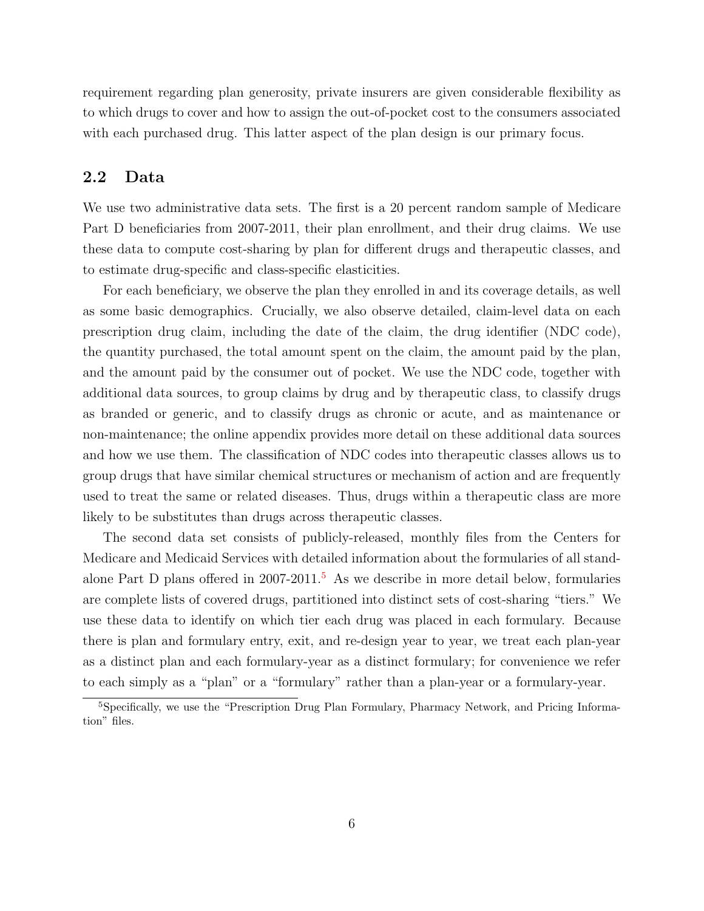requirement regarding plan generosity, private insurers are given considerable flexibility as to which drugs to cover and how to assign the out-of-pocket cost to the consumers associated with each purchased drug. This latter aspect of the plan design is our primary focus.

## 2.2 Data

We use two administrative data sets. The first is a 20 percent random sample of Medicare Part D beneficiaries from 2007-2011, their plan enrollment, and their drug claims. We use these data to compute cost-sharing by plan for different drugs and therapeutic classes, and to estimate drug-specific and class-specific elasticities.

For each beneficiary, we observe the plan they enrolled in and its coverage details, as well as some basic demographics. Crucially, we also observe detailed, claim-level data on each prescription drug claim, including the date of the claim, the drug identifier (NDC code), the quantity purchased, the total amount spent on the claim, the amount paid by the plan, and the amount paid by the consumer out of pocket. We use the NDC code, together with additional data sources, to group claims by drug and by therapeutic class, to classify drugs as branded or generic, and to classify drugs as chronic or acute, and as maintenance or non-maintenance; the online appendix provides more detail on these additional data sources and how we use them. The classification of NDC codes into therapeutic classes allows us to group drugs that have similar chemical structures or mechanism of action and are frequently used to treat the same or related diseases. Thus, drugs within a therapeutic class are more likely to be substitutes than drugs across therapeutic classes.

The second data set consists of publicly-released, monthly files from the Centers for Medicare and Medicaid Services with detailed information about the formularies of all stand-alone Part D plans offered in 2007-2011.[5] As we describe in more detail below, formularies are complete lists of covered drugs, partitioned into distinct sets of cost-sharing "tiers." We use these data to identify on which tier each drug was placed in each formulary. Because there is plan and formulary entry, exit, and re-design year to year, we treat each plan-year as a distinct plan and each formulary-year as a distinct formulary; for convenience we refer to each simply as a "plan" or a "formulary" rather than a plan-year or a formulary-year.

[5] Specifically, we use the "Prescription Drug Plan Formulary, Pharmacy Network, and Pricing Information" files.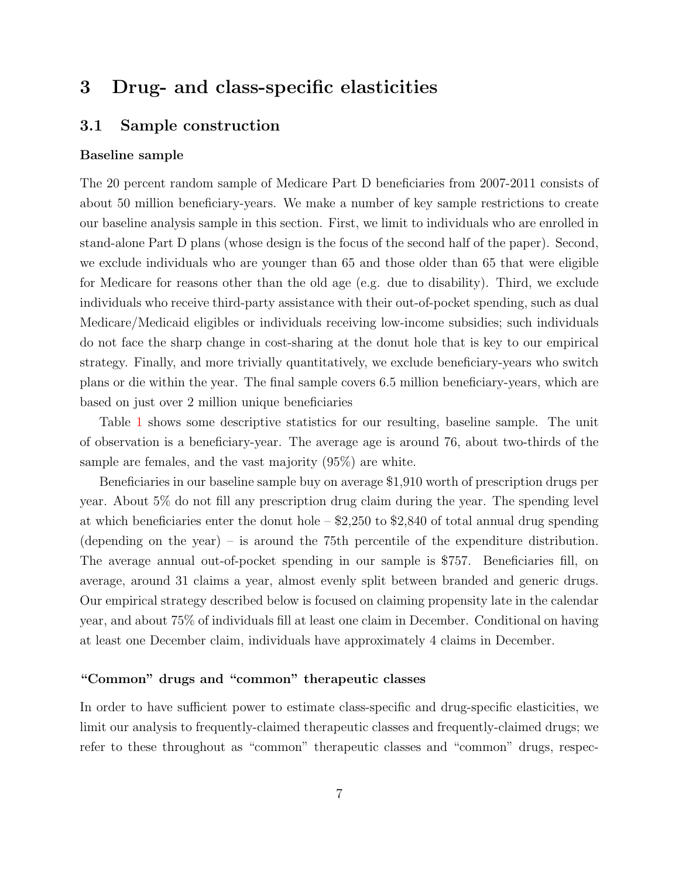# 3 Drug- and class-specific elasticities

## 3.1 Sample construction

### Baseline sample

The 20 percent random sample of Medicare Part D beneficiaries from 2007-2011 consists of about 50 million beneficiary-years. We make a number of key sample restrictions to create our baseline analysis sample in this section. First, we limit to individuals who are enrolled in stand-alone Part D plans (whose design is the focus of the second half of the paper). Second, we exclude individuals who are younger than 65 and those older than 65 that were eligible for Medicare for reasons other than the old age (e.g. due to disability). Third, we exclude individuals who receive third-party assistance with their out-of-pocket spending, such as dual Medicare/Medicaid eligibles or individuals receiving low-income subsidies; such individuals do not face the sharp change in cost-sharing at the donut hole that is key to our empirical strategy. Finally, and more trivially quantitatively, we exclude beneficiary-years who switch plans or die within the year. The final sample covers 6.5 million beneficiary-years, which are based on just over 2 million unique beneficiaries

Table 1 shows some descriptive statistics for our resulting, baseline sample. The unit of observation is a beneficiary-year. The average age is around 76, about two-thirds of the sample are females, and the vast majority (95%) are white.

Beneficiaries in our baseline sample buy on average $1,910 worth of prescription drugs per year. About 5% do not fill any prescription drug claim during the year. The spending level at which beneficiaries enter the donut hole – $2,250 to $2,840 of total annual drug spending (depending on the year) – is around the 75th percentile of the expenditure distribution. The average annual out-of-pocket spending in our sample is $757. Beneficiaries fill, on average, around 31 claims a year, almost evenly split between branded and generic drugs. Our empirical strategy described below is focused on claiming propensity late in the calendar year, and about 75% of individuals fill at least one claim in December. Conditional on having at least one December claim, individuals have approximately 4 claims in December.

### "Common" drugs and "common" therapeutic classes

In order to have sufficient power to estimate class-specific and drug-specific elasticities, we limit our analysis to frequently-claimed therapeutic classes and frequently-claimed drugs; we refer to these throughout as "common" therapeutic classes and "common" drugs, respec-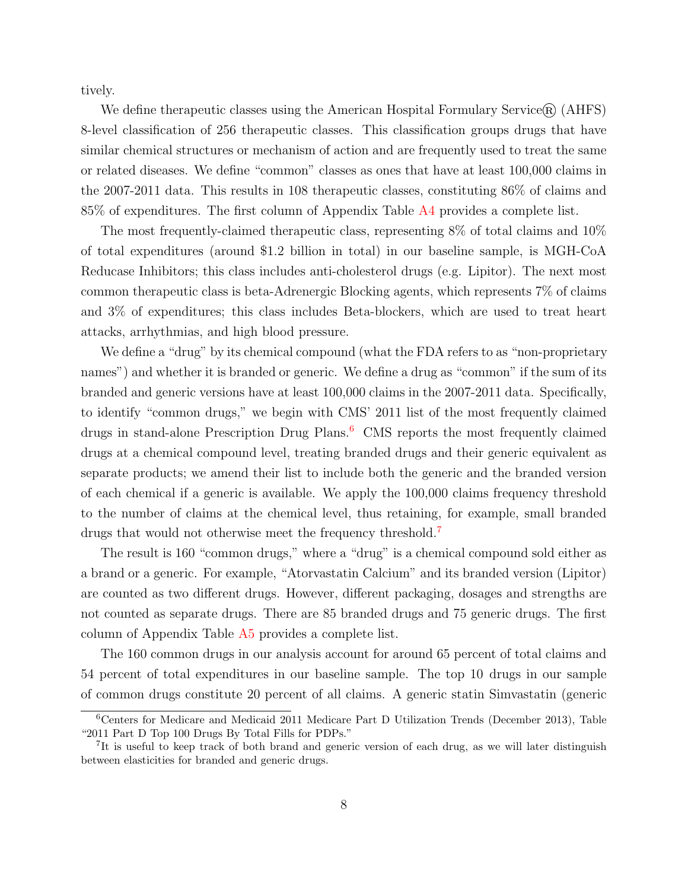tively.

We define therapeutic classes using the American Hospital Formulary Service® (AHFS) 8-level classification of 256 therapeutic classes. This classification groups drugs that have similar chemical structures or mechanism of action and are frequently used to treat the same or related diseases. We define "common" classes as ones that have at least 100,000 claims in the 2007-2011 data. This results in 108 therapeutic classes, constituting 86% of claims and 85% of expenditures. The first column of Appendix Table A4 provides a complete list.

The most frequently-claimed therapeutic class, representing 8% of total claims and 10% of total expenditures (around \$1.2 billion in total) in our baseline sample, is MGH-CoA Reducase Inhibitors; this class includes anti-cholesterol drugs (e.g. Lipitor). The next most common therapeutic class is beta-Adrenergic Blocking agents, which represents 7% of claims and 3% of expenditures; this class includes Beta-blockers, which are used to treat heart attacks, arrhythmias, and high blood pressure.

We define a "drug" by its chemical compound (what the FDA refers to as "non-proprietary names") and whether it is branded or generic. We define a drug as "common" if the sum of its branded and generic versions have at least 100,000 claims in the 2007-2011 data. Specifically, to identify "common drugs," we begin with CMS' 2011 list of the most frequently claimed drugs in stand-alone Prescription Drug Plans.[6] CMS reports the most frequently claimed drugs at a chemical compound level, treating branded drugs and their generic equivalent as separate products; we amend their list to include both the generic and the branded version of each chemical if a generic is available. We apply the 100,000 claims frequency threshold to the number of claims at the chemical level, thus retaining, for example, small branded drugs that would not otherwise meet the frequency threshold.[7]

The result is 160 "common drugs," where a "drug" is a chemical compound sold either as a brand or a generic. For example, "Atorvastatin Calcium" and its branded version (Lipitor) are counted as two different drugs. However, different packaging, dosages and strengths are not counted as separate drugs. There are 85 branded drugs and 75 generic drugs. The first column of Appendix Table A5 provides a complete list.

The 160 common drugs in our analysis account for around 65 percent of total claims and 54 percent of total expenditures in our baseline sample. The top 10 drugs in our sample of common drugs constitute 20 percent of all claims. A generic statin Simvastatin (generic

[6] Centers for Medicare and Medicaid 2011 Medicare Part D Utilization Trends (December 2013), Table "2011 Part D Top 100 Drugs By Total Fills for PDPs."

[7] It is useful to keep track of both brand and generic version of each drug, as we will later distinguish between elasticities for branded and generic drugs.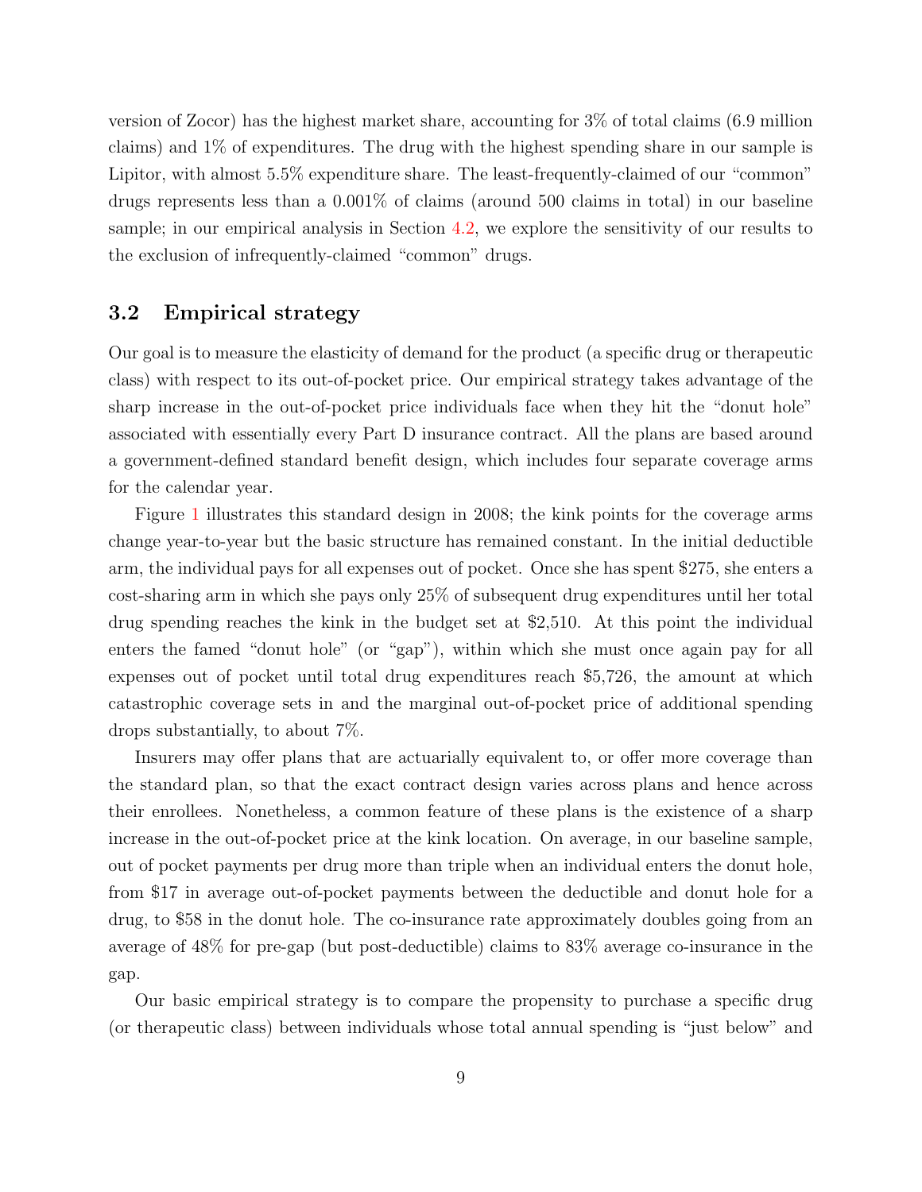version of Zocor) has the highest market share, accounting for 3% of total claims (6.9 million claims) and 1% of expenditures. The drug with the highest spending share in our sample is Lipitor, with almost 5.5% expenditure share. The least-frequently-claimed of our "common" drugs represents less than a 0.001% of claims (around 500 claims in total) in our baseline sample; in our empirical analysis in Section 4.2, we explore the sensitivity of our results to the exclusion of infrequently-claimed "common" drugs.

## 3.2 Empirical strategy

Our goal is to measure the elasticity of demand for the product (a specific drug or therapeutic class) with respect to its out-of-pocket price. Our empirical strategy takes advantage of the sharp increase in the out-of-pocket price individuals face when they hit the "donut hole" associated with essentially every Part D insurance contract. All the plans are based around a government-defined standard benefit design, which includes four separate coverage arms for the calendar year.

Figure 1 illustrates this standard design in 2008; the kink points for the coverage arms change year-to-year but the basic structure has remained constant. In the initial deductible arm, the individual pays for all expenses out of pocket. Once she has spent $275, she enters a cost-sharing arm in which she pays only 25% of subsequent drug expenditures until her total drug spending reaches the kink in the budget set at $2,510. At this point the individual enters the famed "donut hole" (or "gap"), within which she must once again pay for all expenses out of pocket until total drug expenditures reach $5,726, the amount at which catastrophic coverage sets in and the marginal out-of-pocket price of additional spending drops substantially, to about 7%.

Insurers may offer plans that are actuarially equivalent to, or offer more coverage than the standard plan, so that the exact contract design varies across plans and hence across their enrollees. Nonetheless, a common feature of these plans is the existence of a sharp increase in the out-of-pocket price at the kink location. On average, in our baseline sample, out of pocket payments per drug more than triple when an individual enters the donut hole, from $17 in average out-of-pocket payments between the deductible and donut hole for a drug, to $58 in the donut hole. The co-insurance rate approximately doubles going from an average of 48% for pre-gap (but post-deductible) claims to 83% average co-insurance in the gap.

Our basic empirical strategy is to compare the propensity to purchase a specific drug (or therapeutic class) between individuals whose total annual spending is "just below" and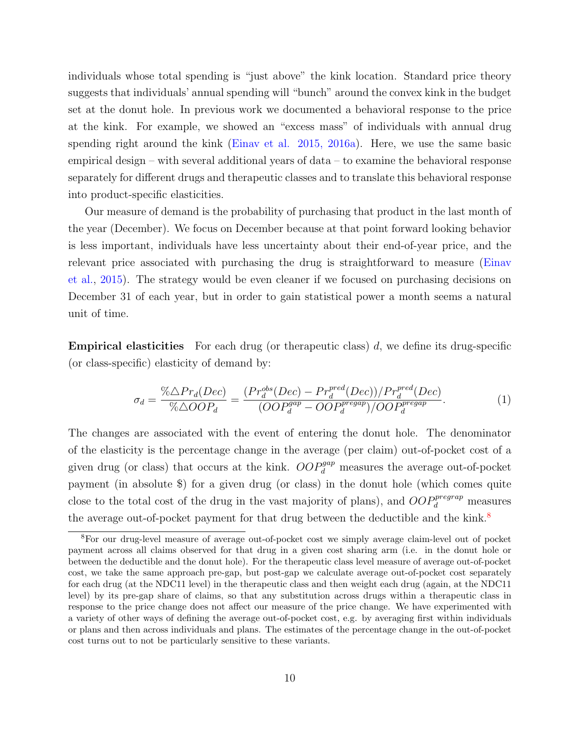individuals whose total spending is "just above" the kink location. Standard price theory suggests that individuals' annual spending will "bunch" around the convex kink in the budget set at the donut hole. In previous work we documented a behavioral response to the price at the kink. For example, we showed an "excess mass" of individuals with annual drug spending right around the kink (Einav et al. 2015, 2016a). Here, we use the same basic empirical design – with several additional years of data – to examine the behavioral response separately for different drugs and therapeutic classes and to translate this behavioral response into product-specific elasticities.

Our measure of demand is the probability of purchasing that product in the last month of the year (December). We focus on December because at that point forward looking behavior is less important, individuals have less uncertainty about their end-of-year price, and the relevant price associated with purchasing the drug is straightforward to measure (Einav et al., 2015). The strategy would be even cleaner if we focused on purchasing decisions on December 31 of each year, but in order to gain statistical power a month seems a natural unit of time.

**Empirical elasticities** For each drug (or therapeutic class) $d$, we define its drug-specific (or class-specific) elasticity of demand by:

$$\sigma_d = \frac{\%\triangle Pr_d(Dec)}{\%\triangle OOP_d} = \frac{(Pr_d^{obs}(Dec) - Pr_d^{pred}(Dec))/Pr_d^{pred}(Dec)}{(OOP_d^{gap} - OOP_d^{pregap})/OOP_d^{pregap}}. \tag{1}$$

The changes are associated with the event of entering the donut hole. The denominator of the elasticity is the percentage change in the average (per claim) out-of-pocket cost of a given drug (or class) that occurs at the kink. $OOP_d^{gap}$ measures the average out-of-pocket payment (in absolute \$) for a given drug (or class) in the donut hole (which comes quite close to the total cost of the drug in the vast majority of plans), and $OOP_d^{pregrap}$ measures the average out-of-pocket payment for that drug between the deductible and the kink.[8]

[8] For our drug-level measure of average out-of-pocket cost we simply average claim-level out of pocket payment across all claims observed for that drug in a given cost sharing arm (i.e. in the donut hole or between the deductible and the donut hole). For the therapeutic class level measure of average out-of-pocket cost, we take the same approach pre-gap, but post-gap we calculate average out-of-pocket cost separately for each drug (at the NDC11 level) in the therapeutic class and then weight each drug (again, at the NDC11 level) by its pre-gap share of claims, so that any substitution across drugs within a therapeutic class in response to the price change does not affect our measure of the price change. We have experimented with a variety of other ways of defining the average out-of-pocket cost, e.g. by averaging first within individuals or plans and then across individuals and plans. The estimates of the percentage change in the out-of-pocket cost turns out to not be particularly sensitive to these variants.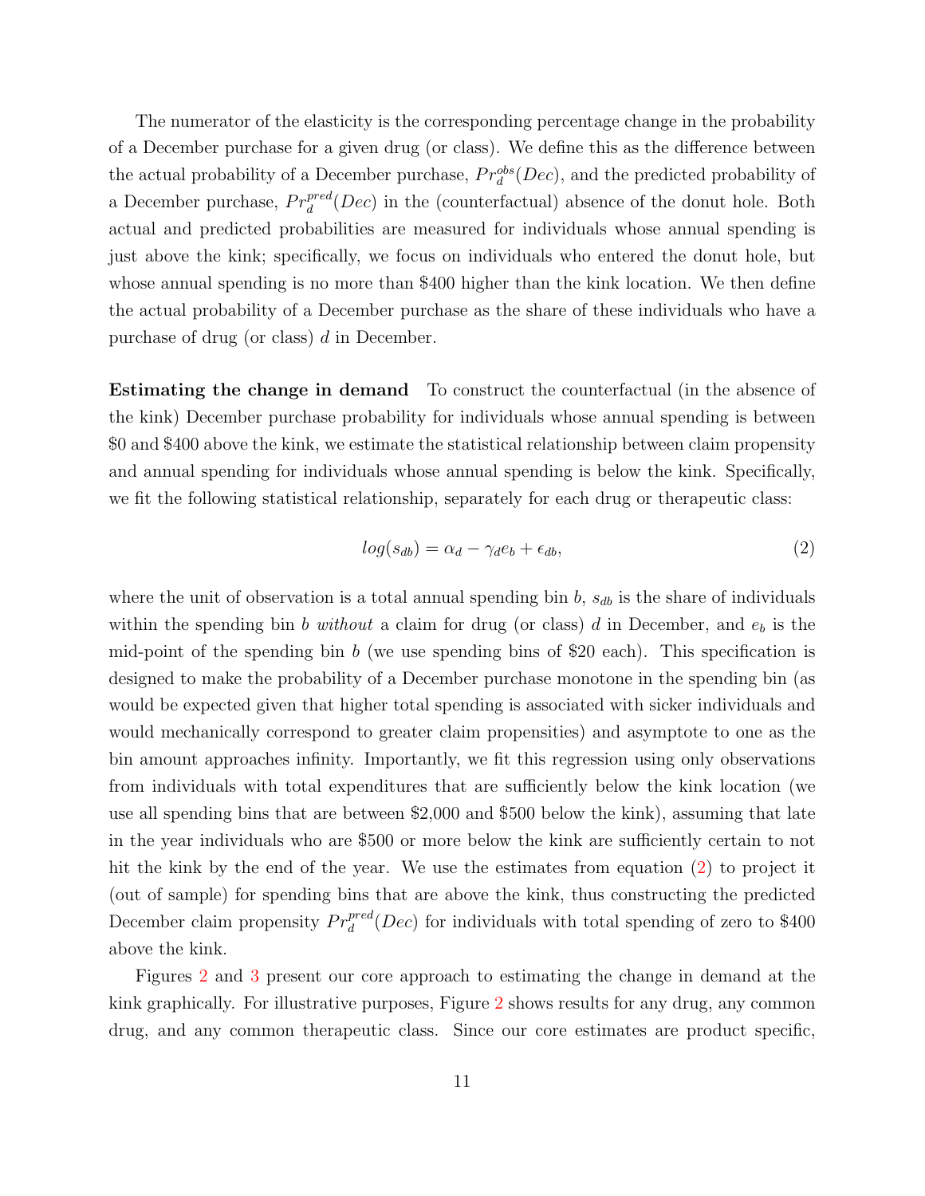The numerator of the elasticity is the corresponding percentage change in the probability of a December purchase for a given drug (or class). We define this as the difference between the actual probability of a December purchase, $Pr_d^{obs}(Dec)$, and the predicted probability of a December purchase, $Pr_d^{pred}(Dec)$ in the (counterfactual) absence of the donut hole. Both actual and predicted probabilities are measured for individuals whose annual spending is just above the kink; specifically, we focus on individuals who entered the donut hole, but whose annual spending is no more than $400 higher than the kink location. We then define the actual probability of a December purchase as the share of these individuals who have a purchase of drug (or class) $d$ in December.

**Estimating the change in demand** To construct the counterfactual (in the absence of the kink) December purchase probability for individuals whose annual spending is between $0 and $400 above the kink, we estimate the statistical relationship between claim propensity and annual spending for individuals whose annual spending is below the kink. Specifically, we fit the following statistical relationship, separately for each drug or therapeutic class:

$$log(s_{db}) = \alpha_d - \gamma_d e_b + \epsilon_{db}, \tag{2}$$

where the unit of observation is a total annual spending bin $b$, $s_{db}$ is the share of individuals within the spending bin $b$ *without* a claim for drug (or class) $d$ in December, and $e_b$ is the mid-point of the spending bin $b$ (we use spending bins of $20 each). This specification is designed to make the probability of a December purchase monotone in the spending bin (as would be expected given that higher total spending is associated with sicker individuals and would mechanically correspond to greater claim propensities) and asymptote to one as the bin amount approaches infinity. Importantly, we fit this regression using only observations from individuals with total expenditures that are sufficiently below the kink location (we use all spending bins that are between $2,000 and $500 below the kink), assuming that late in the year individuals who are $500 or more below the kink are sufficiently certain to not hit the kink by the end of the year. We use the estimates from equation (2) to project it (out of sample) for spending bins that are above the kink, thus constructing the predicted December claim propensity $Pr_d^{pred}(Dec)$ for individuals with total spending of zero to $400 above the kink.

Figures 2 and 3 present our core approach to estimating the change in demand at the kink graphically. For illustrative purposes, Figure 2 shows results for any drug, any common drug, and any common therapeutic class. Since our core estimates are product specific,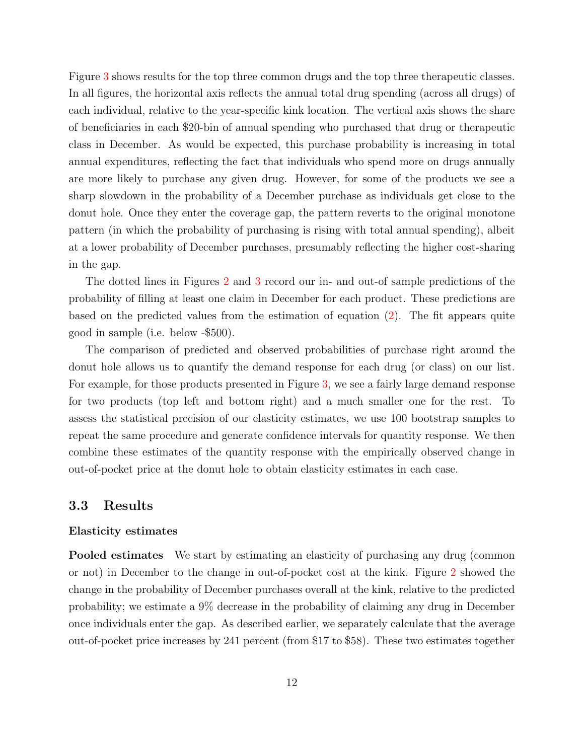Figure 3 shows results for the top three common drugs and the top three therapeutic classes. In all figures, the horizontal axis reflects the annual total drug spending (across all drugs) of each individual, relative to the year-specific kink location. The vertical axis shows the share of beneficiaries in each $20-bin of annual spending who purchased that drug or therapeutic class in December. As would be expected, this purchase probability is increasing in total annual expenditures, reflecting the fact that individuals who spend more on drugs annually are more likely to purchase any given drug. However, for some of the products we see a sharp slowdown in the probability of a December purchase as individuals get close to the donut hole. Once they enter the coverage gap, the pattern reverts to the original monotone pattern (in which the probability of purchasing is rising with total annual spending), albeit at a lower probability of December purchases, presumably reflecting the higher cost-sharing in the gap.

The dotted lines in Figures 2 and 3 record our in- and out-of sample predictions of the probability of filling at least one claim in December for each product. These predictions are based on the predicted values from the estimation of equation (2). The fit appears quite good in sample (i.e. below -$500).

The comparison of predicted and observed probabilities of purchase right around the donut hole allows us to quantify the demand response for each drug (or class) on our list. For example, for those products presented in Figure 3, we see a fairly large demand response for two products (top left and bottom right) and a much smaller one for the rest. To assess the statistical precision of our elasticity estimates, we use 100 bootstrap samples to repeat the same procedure and generate confidence intervals for quantity response. We then combine these estimates of the quantity response with the empirically observed change in out-of-pocket price at the donut hole to obtain elasticity estimates in each case.

## 3.3 Results

#### Elasticity estimates

**Pooled estimates** We start by estimating an elasticity of purchasing any drug (common or not) in December to the change in out-of-pocket cost at the kink. Figure 2 showed the change in the probability of December purchases overall at the kink, relative to the predicted probability; we estimate a 9% decrease in the probability of claiming any drug in December once individuals enter the gap. As described earlier, we separately calculate that the average out-of-pocket price increases by 241 percent (from $17 to $58). These two estimates together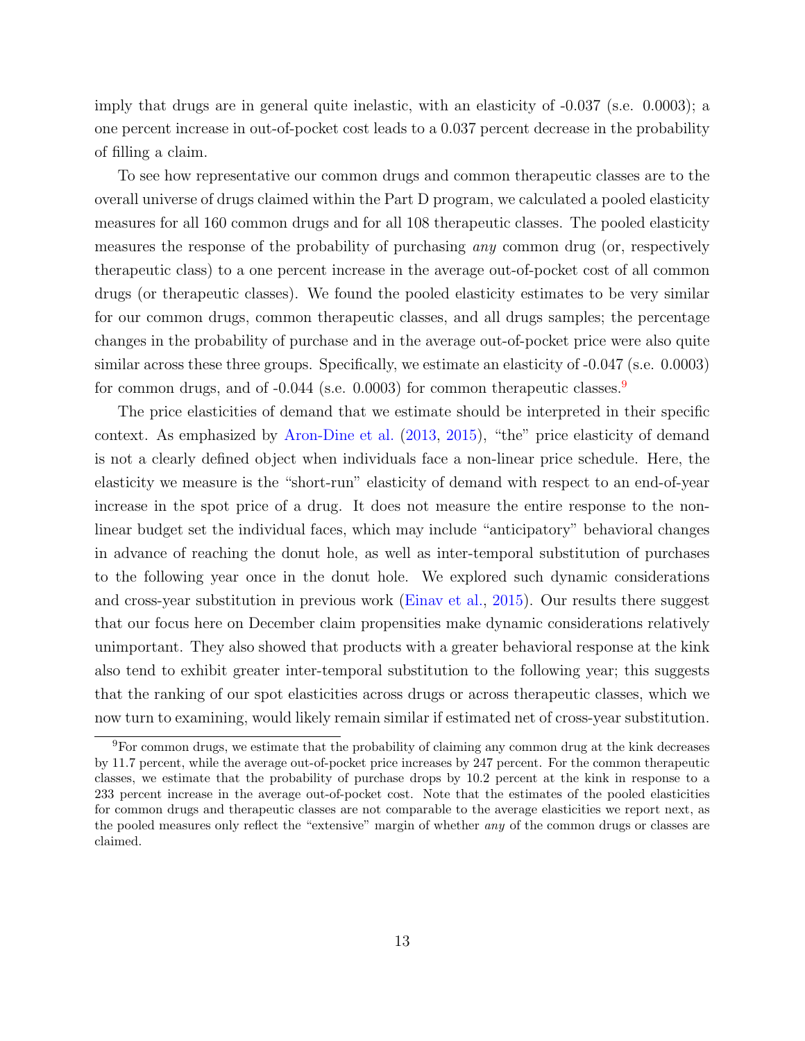imply that drugs are in general quite inelastic, with an elasticity of -0.037 (s.e. 0.0003); a one percent increase in out-of-pocket cost leads to a 0.037 percent decrease in the probability of filling a claim.

To see how representative our common drugs and common therapeutic classes are to the overall universe of drugs claimed within the Part D program, we calculated a pooled elasticity measures for all 160 common drugs and for all 108 therapeutic classes. The pooled elasticity measures the response of the probability of purchasing *any* common drug (or, respectively therapeutic class) to a one percent increase in the average out-of-pocket cost of all common drugs (or therapeutic classes). We found the pooled elasticity estimates to be very similar for our common drugs, common therapeutic classes, and all drugs samples; the percentage changes in the probability of purchase and in the average out-of-pocket price were also quite similar across these three groups. Specifically, we estimate an elasticity of -0.047 (s.e. 0.0003) for common drugs, and of -0.044 (s.e. 0.0003) for common therapeutic classes.[9]

The price elasticities of demand that we estimate should be interpreted in their specific context. As emphasized by Aron-Dine et al. (2013, 2015), "the" price elasticity of demand is not a clearly defined object when individuals face a non-linear price schedule. Here, the elasticity we measure is the "short-run" elasticity of demand with respect to an end-of-year increase in the spot price of a drug. It does not measure the entire response to the non-linear budget set the individual faces, which may include "anticipatory" behavioral changes in advance of reaching the donut hole, as well as inter-temporal substitution of purchases to the following year once in the donut hole. We explored such dynamic considerations and cross-year substitution in previous work (Einav et al., 2015). Our results there suggest that our focus here on December claim propensities make dynamic considerations relatively unimportant. They also showed that products with a greater behavioral response at the kink also tend to exhibit greater inter-temporal substitution to the following year; this suggests that the ranking of our spot elasticities across drugs or across therapeutic classes, which we now turn to examining, would likely remain similar if estimated net of cross-year substitution.

[9] For common drugs, we estimate that the probability of claiming any common drug at the kink decreases by 11.7 percent, while the average out-of-pocket price increases by 247 percent. For the common therapeutic classes, we estimate that the probability of purchase drops by 10.2 percent at the kink in response to a 233 percent increase in the average out-of-pocket cost. Note that the estimates of the pooled elasticities for common drugs and therapeutic classes are not comparable to the average elasticities we report next, as the pooled measures only reflect the "extensive" margin of whether *any* of the common drugs or classes are claimed.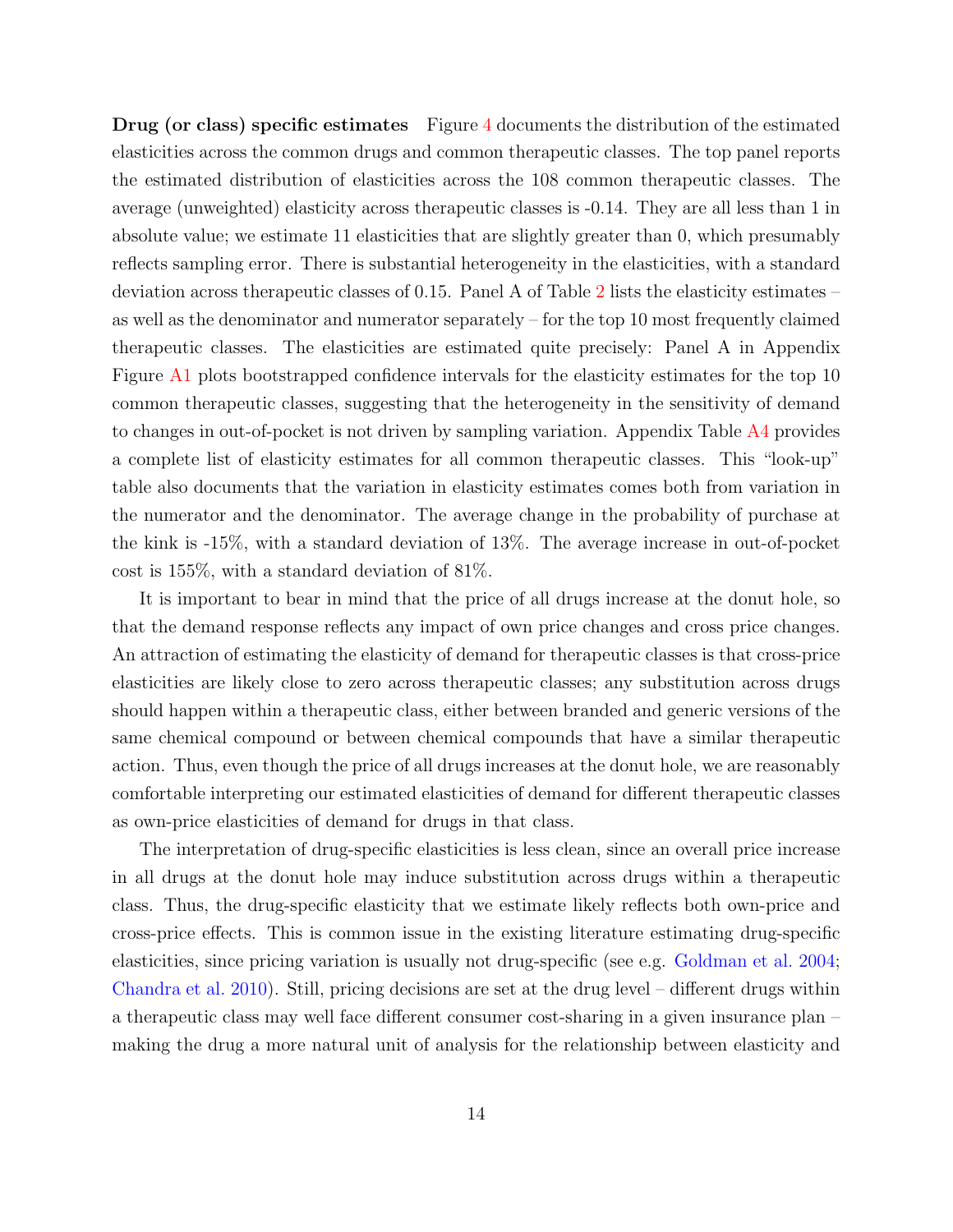**Drug (or class) specific estimates** Figure 4 documents the distribution of the estimated elasticities across the common drugs and common therapeutic classes. The top panel reports the estimated distribution of elasticities across the 108 common therapeutic classes. The average (unweighted) elasticity across therapeutic classes is -0.14. They are all less than 1 in absolute value; we estimate 11 elasticities that are slightly greater than 0, which presumably reflects sampling error. There is substantial heterogeneity in the elasticities, with a standard deviation across therapeutic classes of 0.15. Panel A of Table 2 lists the elasticity estimates – as well as the denominator and numerator separately – for the top 10 most frequently claimed therapeutic classes. The elasticities are estimated quite precisely: Panel A in Appendix Figure A1 plots bootstrapped confidence intervals for the elasticity estimates for the top 10 common therapeutic classes, suggesting that the heterogeneity in the sensitivity of demand to changes in out-of-pocket is not driven by sampling variation. Appendix Table A4 provides a complete list of elasticity estimates for all common therapeutic classes. This "look-up" table also documents that the variation in elasticity estimates comes both from variation in the numerator and the denominator. The average change in the probability of purchase at the kink is -15%, with a standard deviation of 13%. The average increase in out-of-pocket cost is 155%, with a standard deviation of 81%.

It is important to bear in mind that the price of all drugs increase at the donut hole, so that the demand response reflects any impact of own price changes and cross price changes. An attraction of estimating the elasticity of demand for therapeutic classes is that cross-price elasticities are likely close to zero across therapeutic classes; any substitution across drugs should happen within a therapeutic class, either between branded and generic versions of the same chemical compound or between chemical compounds that have a similar therapeutic action. Thus, even though the price of all drugs increases at the donut hole, we are reasonably comfortable interpreting our estimated elasticities of demand for different therapeutic classes as own-price elasticities of demand for drugs in that class.

The interpretation of drug-specific elasticities is less clean, since an overall price increase in all drugs at the donut hole may induce substitution across drugs within a therapeutic class. Thus, the drug-specific elasticity that we estimate likely reflects both own-price and cross-price effects. This is common issue in the existing literature estimating drug-specific elasticities, since pricing variation is usually not drug-specific (see e.g. Goldman et al. 2004; Chandra et al. 2010). Still, pricing decisions are set at the drug level – different drugs within a therapeutic class may well face different consumer cost-sharing in a given insurance plan – making the drug a more natural unit of analysis for the relationship between elasticity and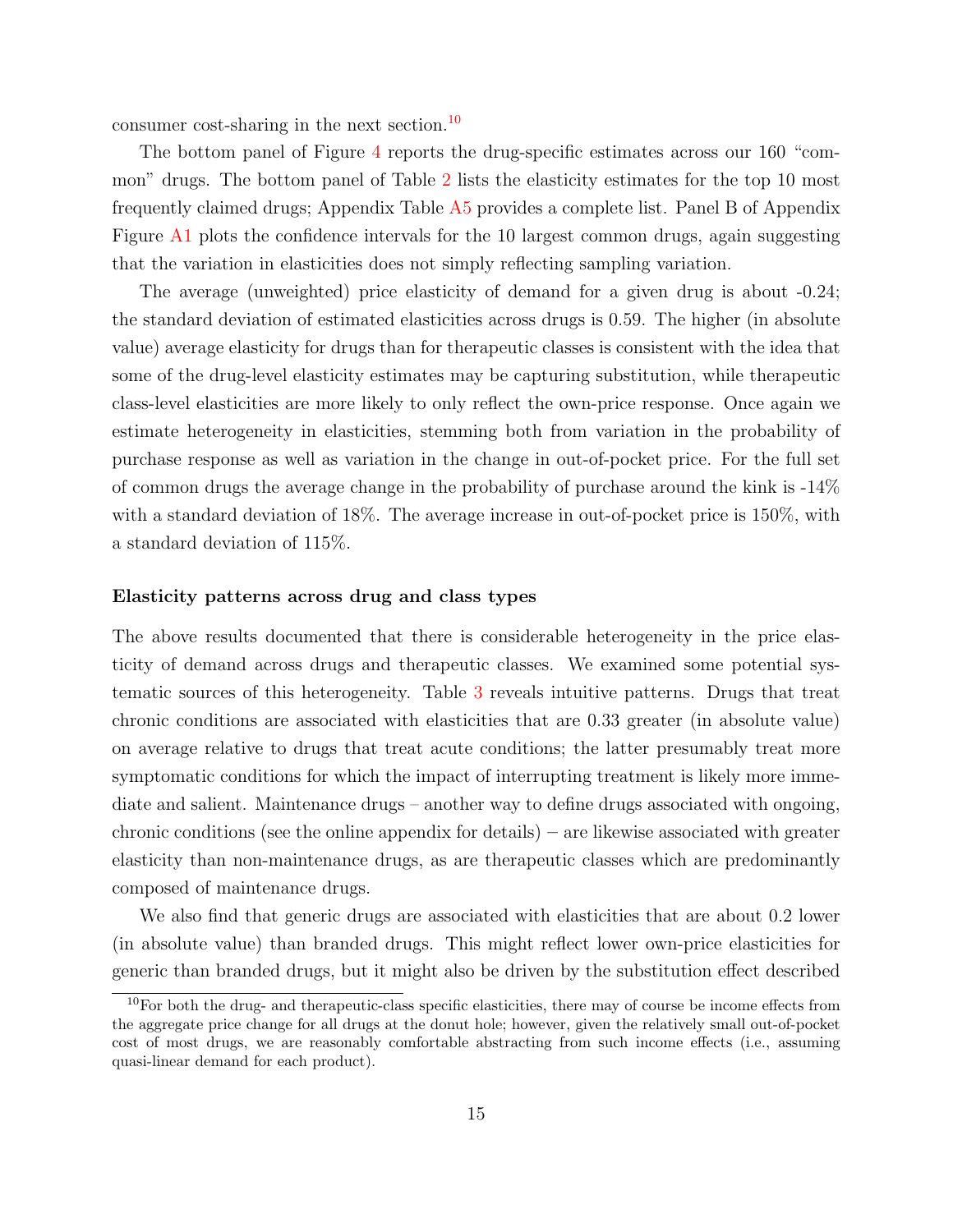consumer cost-sharing in the next section.[10]

The bottom panel of Figure 4 reports the drug-specific estimates across our 160 "common" drugs. The bottom panel of Table 2 lists the elasticity estimates for the top 10 most frequently claimed drugs; Appendix Table A5 provides a complete list. Panel B of Appendix Figure A1 plots the confidence intervals for the 10 largest common drugs, again suggesting that the variation in elasticities does not simply reflecting sampling variation.

The average (unweighted) price elasticity of demand for a given drug is about -0.24; the standard deviation of estimated elasticities across drugs is 0.59. The higher (in absolute value) average elasticity for drugs than for therapeutic classes is consistent with the idea that some of the drug-level elasticity estimates may be capturing substitution, while therapeutic class-level elasticities are more likely to only reflect the own-price response. Once again we estimate heterogeneity in elasticities, stemming both from variation in the probability of purchase response as well as variation in the change in out-of-pocket price. For the full set of common drugs the average change in the probability of purchase around the kink is -14% with a standard deviation of 18%. The average increase in out-of-pocket price is 150%, with a standard deviation of 115%.

#### Elasticity patterns across drug and class types

The above results documented that there is considerable heterogeneity in the price elasticity of demand across drugs and therapeutic classes. We examined some potential systematic sources of this heterogeneity. Table 3 reveals intuitive patterns. Drugs that treat chronic conditions are associated with elasticities that are 0.33 greater (in absolute value) on average relative to drugs that treat acute conditions; the latter presumably treat more symptomatic conditions for which the impact of interrupting treatment is likely more immediate and salient. Maintenance drugs – another way to define drugs associated with ongoing, chronic conditions (see the online appendix for details) – are likewise associated with greater elasticity than non-maintenance drugs, as are therapeutic classes which are predominantly composed of maintenance drugs.

We also find that generic drugs are associated with elasticities that are about 0.2 lower (in absolute value) than branded drugs. This might reflect lower own-price elasticities for generic than branded drugs, but it might also be driven by the substitution effect described

[10] For both the drug- and therapeutic-class specific elasticities, there may of course be income effects from the aggregate price change for all drugs at the donut hole; however, given the relatively small out-of-pocket cost of most drugs, we are reasonably comfortable abstracting from such income effects (i.e., assuming quasi-linear demand for each product).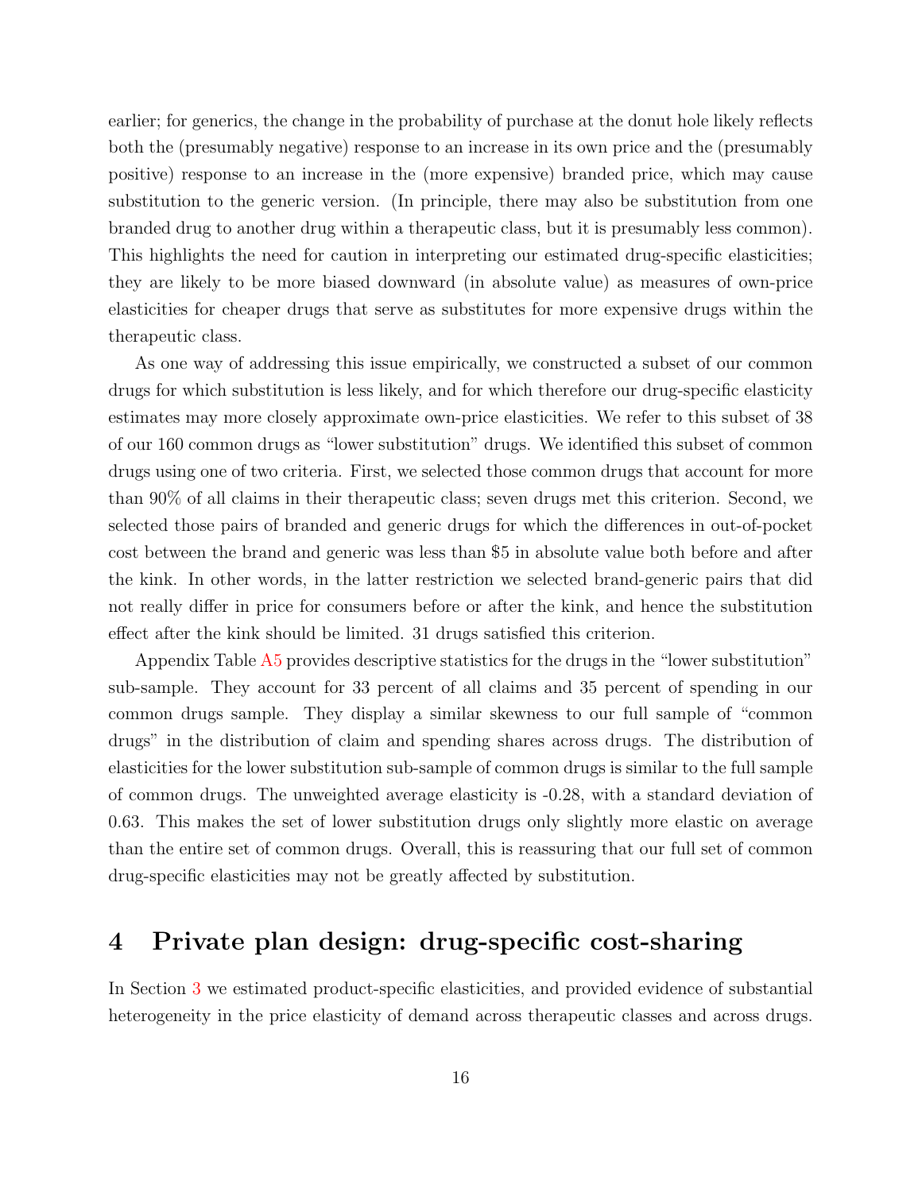earlier; for generics, the change in the probability of purchase at the donut hole likely reflects both the (presumably negative) response to an increase in its own price and the (presumably positive) response to an increase in the (more expensive) branded price, which may cause substitution to the generic version. (In principle, there may also be substitution from one branded drug to another drug within a therapeutic class, but it is presumably less common). This highlights the need for caution in interpreting our estimated drug-specific elasticities; they are likely to be more biased downward (in absolute value) as measures of own-price elasticities for cheaper drugs that serve as substitutes for more expensive drugs within the therapeutic class.

As one way of addressing this issue empirically, we constructed a subset of our common drugs for which substitution is less likely, and for which therefore our drug-specific elasticity estimates may more closely approximate own-price elasticities. We refer to this subset of 38 of our 160 common drugs as "lower substitution" drugs. We identified this subset of common drugs using one of two criteria. First, we selected those common drugs that account for more than 90% of all claims in their therapeutic class; seven drugs met this criterion. Second, we selected those pairs of branded and generic drugs for which the differences in out-of-pocket cost between the brand and generic was less than $5 in absolute value both before and after the kink. In other words, in the latter restriction we selected brand-generic pairs that did not really differ in price for consumers before or after the kink, and hence the substitution effect after the kink should be limited. 31 drugs satisfied this criterion.

Appendix Table A5 provides descriptive statistics for the drugs in the "lower substitution" sub-sample. They account for 33 percent of all claims and 35 percent of spending in our common drugs sample. They display a similar skewness to our full sample of "common drugs" in the distribution of claim and spending shares across drugs. The distribution of elasticities for the lower substitution sub-sample of common drugs is similar to the full sample of common drugs. The unweighted average elasticity is -0.28, with a standard deviation of 0.63. This makes the set of lower substitution drugs only slightly more elastic on average than the entire set of common drugs. Overall, this is reassuring that our full set of common drug-specific elasticities may not be greatly affected by substitution.

# 4 Private plan design: drug-specific cost-sharing

In Section 3 we estimated product-specific elasticities, and provided evidence of substantial heterogeneity in the price elasticity of demand across therapeutic classes and across drugs.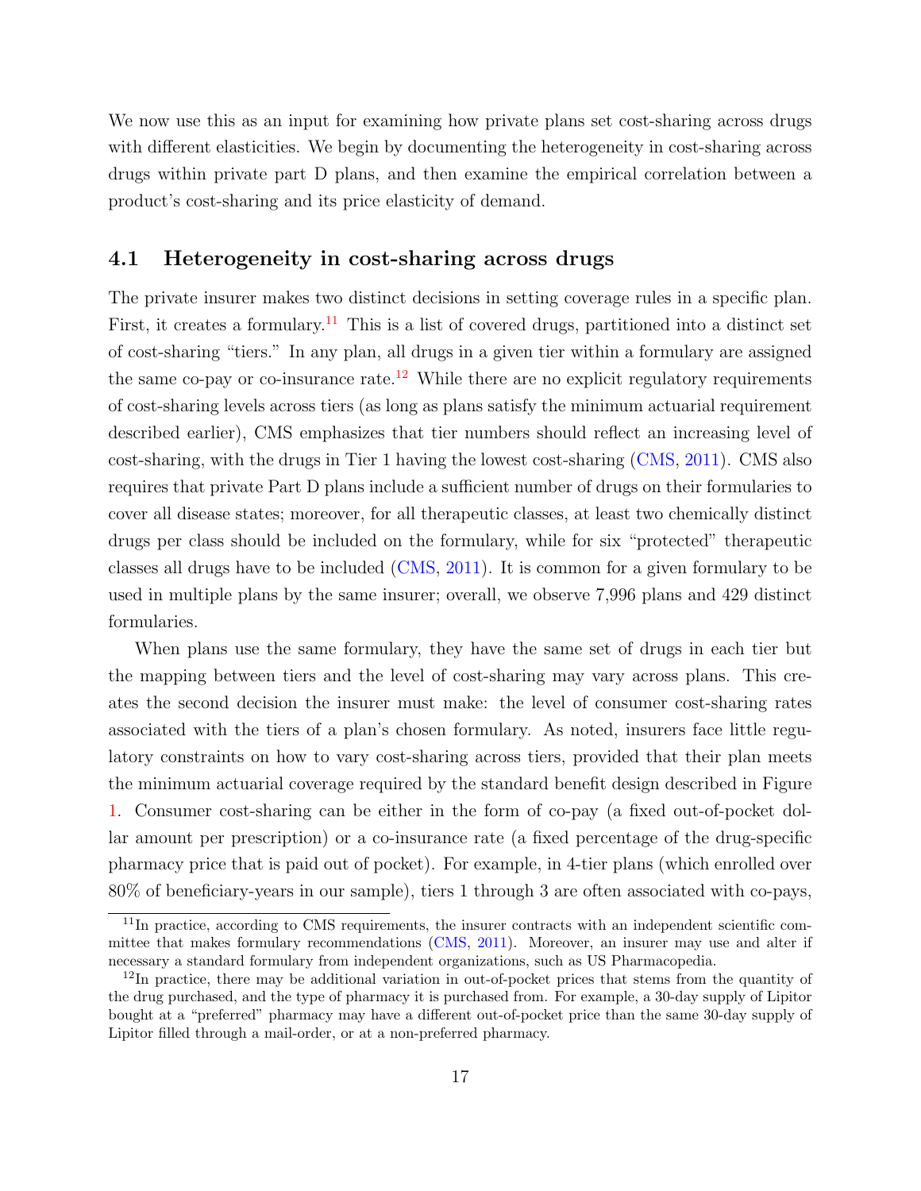We now use this as an input for examining how private plans set cost-sharing across drugs with different elasticities. We begin by documenting the heterogeneity in cost-sharing across drugs within private part D plans, and then examine the empirical correlation between a product's cost-sharing and its price elasticity of demand.

## 4.1 Heterogeneity in cost-sharing across drugs

The private insurer makes two distinct decisions in setting coverage rules in a specific plan. First, it creates a formulary.[11] This is a list of covered drugs, partitioned into a distinct set of cost-sharing "tiers." In any plan, all drugs in a given tier within a formulary are assigned the same co-pay or co-insurance rate.[12] While there are no explicit regulatory requirements of cost-sharing levels across tiers (as long as plans satisfy the minimum actuarial requirement described earlier), CMS emphasizes that tier numbers should reflect an increasing level of cost-sharing, with the drugs in Tier 1 having the lowest cost-sharing (CMS, 2011). CMS also requires that private Part D plans include a sufficient number of drugs on their formularies to cover all disease states; moreover, for all therapeutic classes, at least two chemically distinct drugs per class should be included on the formulary, while for six "protected" therapeutic classes all drugs have to be included (CMS, 2011). It is common for a given formulary to be used in multiple plans by the same insurer; overall, we observe 7,996 plans and 429 distinct formularies.

When plans use the same formulary, they have the same set of drugs in each tier but the mapping between tiers and the level of cost-sharing may vary across plans. This creates the second decision the insurer must make: the level of consumer cost-sharing rates associated with the tiers of a plan's chosen formulary. As noted, insurers face little regulatory constraints on how to vary cost-sharing across tiers, provided that their plan meets the minimum actuarial coverage required by the standard benefit design described in Figure 1. Consumer cost-sharing can be either in the form of co-pay (a fixed out-of-pocket dollar amount per prescription) or a co-insurance rate (a fixed percentage of the drug-specific pharmacy price that is paid out of pocket). For example, in 4-tier plans (which enrolled over 80% of beneficiary-years in our sample), tiers 1 through 3 are often associated with co-pays,

[11] In practice, according to CMS requirements, the insurer contracts with an independent scientific committee that makes formulary recommendations (CMS, 2011). Moreover, an insurer may use and alter if necessary a standard formulary from independent organizations, such as US Pharmacopedia.

[12] In practice, there may be additional variation in out-of-pocket prices that stems from the quantity of the drug purchased, and the type of pharmacy it is purchased from. For example, a 30-day supply of Lipitor bought at a "preferred" pharmacy may have a different out-of-pocket price than the same 30-day supply of Lipitor filled through a mail-order, or at a non-preferred pharmacy.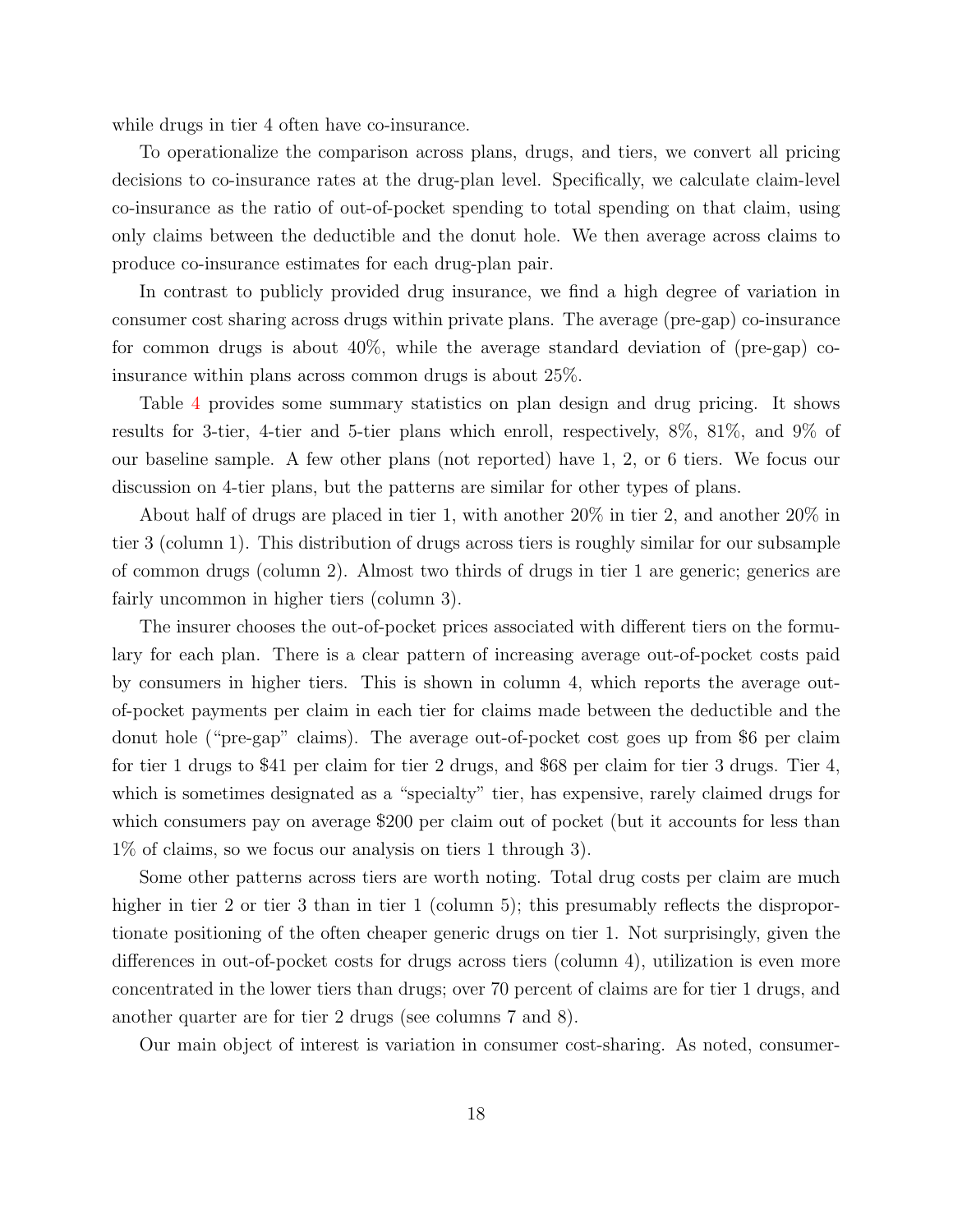while drugs in tier 4 often have co-insurance.

To operationalize the comparison across plans, drugs, and tiers, we convert all pricing decisions to co-insurance rates at the drug-plan level. Specifically, we calculate claim-level co-insurance as the ratio of out-of-pocket spending to total spending on that claim, using only claims between the deductible and the donut hole. We then average across claims to produce co-insurance estimates for each drug-plan pair.

In contrast to publicly provided drug insurance, we find a high degree of variation in consumer cost sharing across drugs within private plans. The average (pre-gap) co-insurance for common drugs is about 40%, while the average standard deviation of (pre-gap) co-insurance within plans across common drugs is about 25%.

Table 4 provides some summary statistics on plan design and drug pricing. It shows results for 3-tier, 4-tier and 5-tier plans which enroll, respectively, 8%, 81%, and 9% of our baseline sample. A few other plans (not reported) have 1, 2, or 6 tiers. We focus our discussion on 4-tier plans, but the patterns are similar for other types of plans.

About half of drugs are placed in tier 1, with another 20% in tier 2, and another 20% in tier 3 (column 1). This distribution of drugs across tiers is roughly similar for our subsample of common drugs (column 2). Almost two thirds of drugs in tier 1 are generic; generics are fairly uncommon in higher tiers (column 3).

The insurer chooses the out-of-pocket prices associated with different tiers on the formulary for each plan. There is a clear pattern of increasing average out-of-pocket costs paid by consumers in higher tiers. This is shown in column 4, which reports the average out-of-pocket payments per claim in each tier for claims made between the deductible and the donut hole ("pre-gap" claims). The average out-of-pocket cost goes up from $6 per claim for tier 1 drugs to $41 per claim for tier 2 drugs, and $68 per claim for tier 3 drugs. Tier 4, which is sometimes designated as a "specialty" tier, has expensive, rarely claimed drugs for which consumers pay on average $200 per claim out of pocket (but it accounts for less than 1% of claims, so we focus our analysis on tiers 1 through 3).

Some other patterns across tiers are worth noting. Total drug costs per claim are much higher in tier 2 or tier 3 than in tier 1 (column 5); this presumably reflects the disproportionate positioning of the often cheaper generic drugs on tier 1. Not surprisingly, given the differences in out-of-pocket costs for drugs across tiers (column 4), utilization is even more concentrated in the lower tiers than drugs; over 70 percent of claims are for tier 1 drugs, and another quarter are for tier 2 drugs (see columns 7 and 8).

Our main object of interest is variation in consumer cost-sharing. As noted, consumer-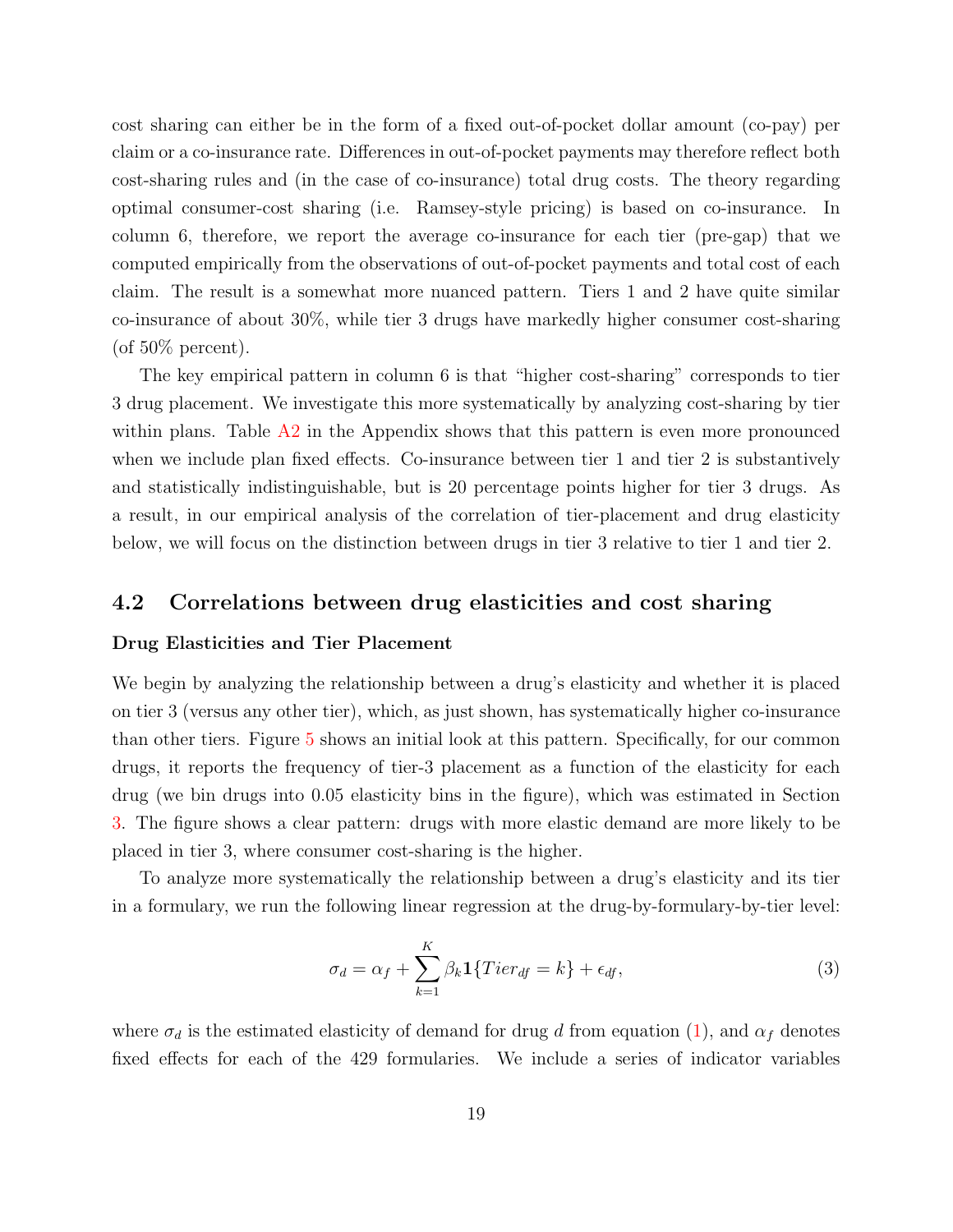cost sharing can either be in the form of a fixed out-of-pocket dollar amount (co-pay) per claim or a co-insurance rate. Differences in out-of-pocket payments may therefore reflect both cost-sharing rules and (in the case of co-insurance) total drug costs. The theory regarding optimal consumer-cost sharing (i.e. Ramsey-style pricing) is based on co-insurance. In column 6, therefore, we report the average co-insurance for each tier (pre-gap) that we computed empirically from the observations of out-of-pocket payments and total cost of each claim. The result is a somewhat more nuanced pattern. Tiers 1 and 2 have quite similar co-insurance of about 30%, while tier 3 drugs have markedly higher consumer cost-sharing (of 50% percent).

The key empirical pattern in column 6 is that "higher cost-sharing" corresponds to tier 3 drug placement. We investigate this more systematically by analyzing cost-sharing by tier within plans. Table A2 in the Appendix shows that this pattern is even more pronounced when we include plan fixed effects. Co-insurance between tier 1 and tier 2 is substantively and statistically indistinguishable, but is 20 percentage points higher for tier 3 drugs. As a result, in our empirical analysis of the correlation of tier-placement and drug elasticity below, we will focus on the distinction between drugs in tier 3 relative to tier 1 and tier 2.

## 4.2 Correlations between drug elasticities and cost sharing

**Drug Elasticities and Tier Placement**

We begin by analyzing the relationship between a drug's elasticity and whether it is placed on tier 3 (versus any other tier), which, as just shown, has systematically higher co-insurance than other tiers. Figure 5 shows an initial look at this pattern. Specifically, for our common drugs, it reports the frequency of tier-3 placement as a function of the elasticity for each drug (we bin drugs into 0.05 elasticity bins in the figure), which was estimated in Section 3. The figure shows a clear pattern: drugs with more elastic demand are more likely to be placed in tier 3, where consumer cost-sharing is the higher.

To analyze more systematically the relationship between a drug's elasticity and its tier in a formulary, we run the following linear regression at the drug-by-formulary-by-tier level:

$$\sigma_d = \alpha_f + \sum_{k=1}^{K} \beta_k \mathbf{1}\{Tier_{df} = k\} + \epsilon_{df}, \tag{3}$$

where $\sigma_d$ is the estimated elasticity of demand for drug $d$ from equation (1), and $\alpha_f$ denotes fixed effects for each of the 429 formularies. We include a series of indicator variables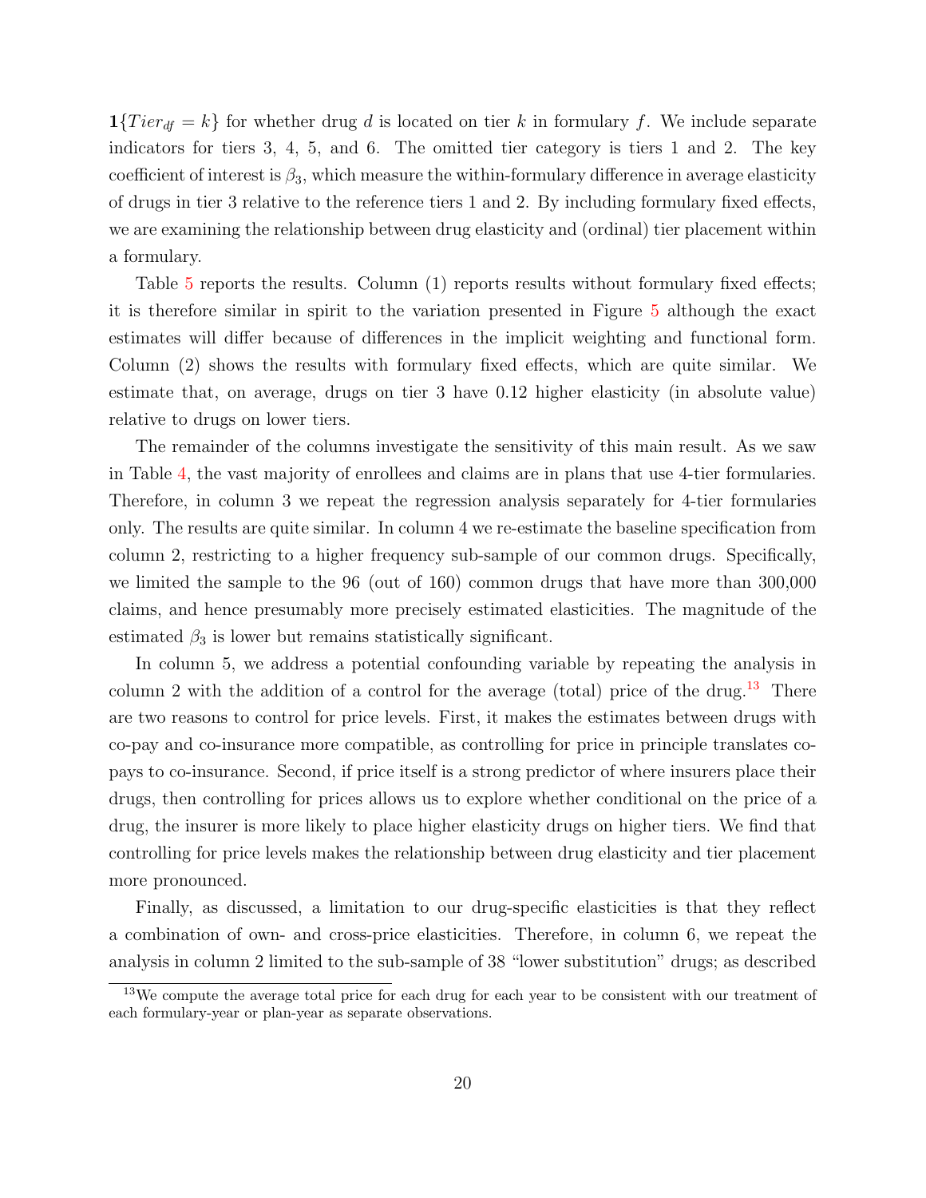$\mathbf{1}\{Tier_{df} = k\}$ for whether drug $d$ is located on tier $k$ in formulary $f$. We include separate indicators for tiers 3, 4, 5, and 6. The omitted tier category is tiers 1 and 2. The key coefficient of interest is $\beta_3$, which measure the within-formulary difference in average elasticity of drugs in tier 3 relative to the reference tiers 1 and 2. By including formulary fixed effects, we are examining the relationship between drug elasticity and (ordinal) tier placement within a formulary.

Table 5 reports the results. Column (1) reports results without formulary fixed effects; it is therefore similar in spirit to the variation presented in Figure 5 although the exact estimates will differ because of differences in the implicit weighting and functional form. Column (2) shows the results with formulary fixed effects, which are quite similar. We estimate that, on average, drugs on tier 3 have 0.12 higher elasticity (in absolute value) relative to drugs on lower tiers.

The remainder of the columns investigate the sensitivity of this main result. As we saw in Table 4, the vast majority of enrollees and claims are in plans that use 4-tier formularies. Therefore, in column 3 we repeat the regression analysis separately for 4-tier formularies only. The results are quite similar. In column 4 we re-estimate the baseline specification from column 2, restricting to a higher frequency sub-sample of our common drugs. Specifically, we limited the sample to the 96 (out of 160) common drugs that have more than 300,000 claims, and hence presumably more precisely estimated elasticities. The magnitude of the estimated $\beta_3$ is lower but remains statistically significant.

In column 5, we address a potential confounding variable by repeating the analysis in column 2 with the addition of a control for the average (total) price of the drug.[13] There are two reasons to control for price levels. First, it makes the estimates between drugs with co-pay and co-insurance more compatible, as controlling for price in principle translates co-pays to co-insurance. Second, if price itself is a strong predictor of where insurers place their drugs, then controlling for prices allows us to explore whether conditional on the price of a drug, the insurer is more likely to place higher elasticity drugs on higher tiers. We find that controlling for price levels makes the relationship between drug elasticity and tier placement more pronounced.

Finally, as discussed, a limitation to our drug-specific elasticities is that they reflect a combination of own- and cross-price elasticities. Therefore, in column 6, we repeat the analysis in column 2 limited to the sub-sample of 38 "lower substitution" drugs; as described

[13] We compute the average total price for each drug for each year to be consistent with our treatment of each formulary-year or plan-year as separate observations.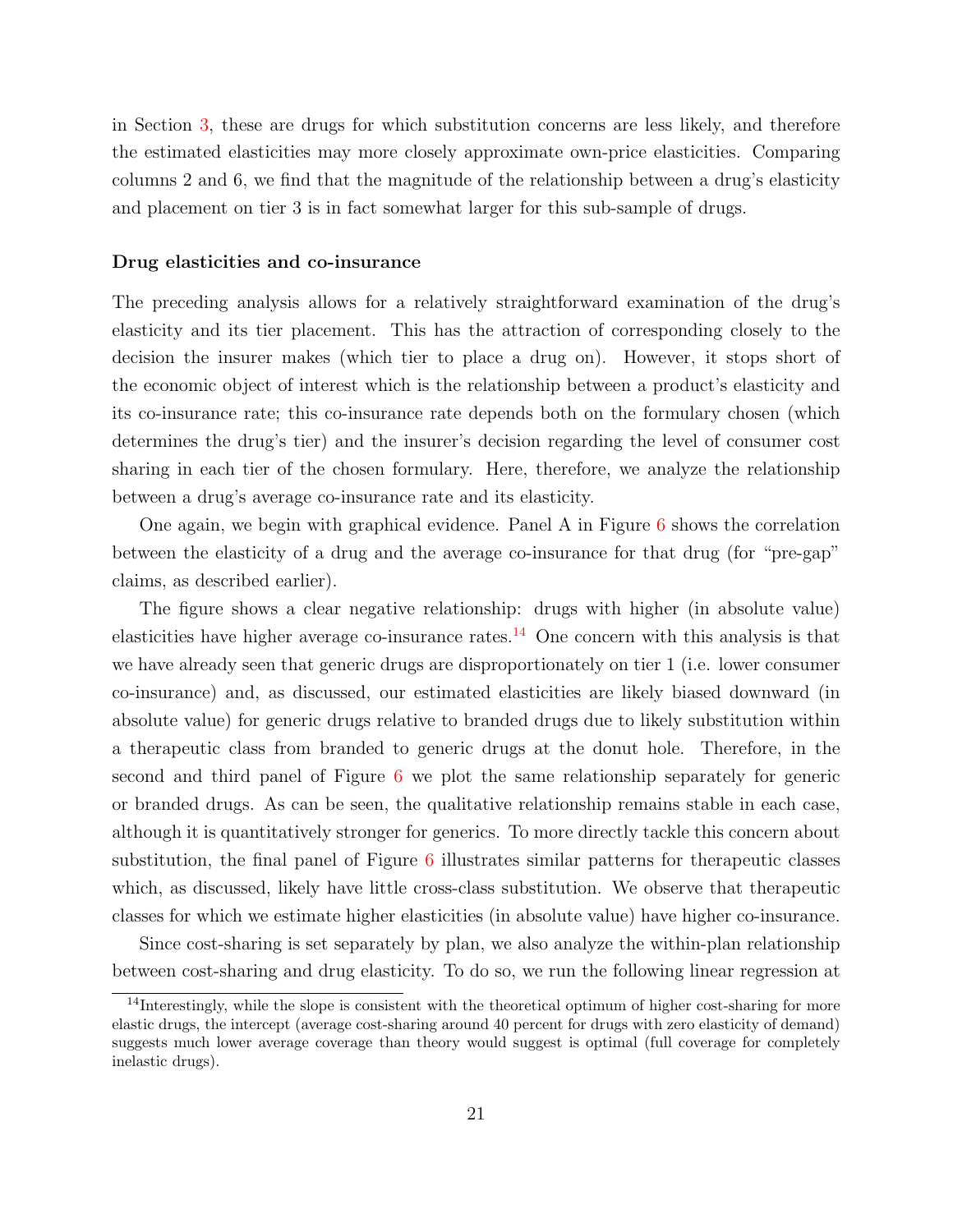in Section 3, these are drugs for which substitution concerns are less likely, and therefore the estimated elasticities may more closely approximate own-price elasticities. Comparing columns 2 and 6, we find that the magnitude of the relationship between a drug's elasticity and placement on tier 3 is in fact somewhat larger for this sub-sample of drugs.

**Drug elasticities and co-insurance**

The preceding analysis allows for a relatively straightforward examination of the drug's elasticity and its tier placement. This has the attraction of corresponding closely to the decision the insurer makes (which tier to place a drug on). However, it stops short of the economic object of interest which is the relationship between a product's elasticity and its co-insurance rate; this co-insurance rate depends both on the formulary chosen (which determines the drug's tier) and the insurer's decision regarding the level of consumer cost sharing in each tier of the chosen formulary. Here, therefore, we analyze the relationship between a drug's average co-insurance rate and its elasticity.

One again, we begin with graphical evidence. Panel A in Figure 6 shows the correlation between the elasticity of a drug and the average co-insurance for that drug (for "pre-gap" claims, as described earlier).

The figure shows a clear negative relationship: drugs with higher (in absolute value) elasticities have higher average co-insurance rates.[14] One concern with this analysis is that we have already seen that generic drugs are disproportionately on tier 1 (i.e. lower consumer co-insurance) and, as discussed, our estimated elasticities are likely biased downward (in absolute value) for generic drugs relative to branded drugs due to likely substitution within a therapeutic class from branded to generic drugs at the donut hole. Therefore, in the second and third panel of Figure 6 we plot the same relationship separately for generic or branded drugs. As can be seen, the qualitative relationship remains stable in each case, although it is quantitatively stronger for generics. To more directly tackle this concern about substitution, the final panel of Figure 6 illustrates similar patterns for therapeutic classes which, as discussed, likely have little cross-class substitution. We observe that therapeutic classes for which we estimate higher elasticities (in absolute value) have higher co-insurance.

Since cost-sharing is set separately by plan, we also analyze the within-plan relationship between cost-sharing and drug elasticity. To do so, we run the following linear regression at

[14] Interestingly, while the slope is consistent with the theoretical optimum of higher cost-sharing for more elastic drugs, the intercept (average cost-sharing around 40 percent for drugs with zero elasticity of demand) suggests much lower average coverage than theory would suggest is optimal (full coverage for completely inelastic drugs).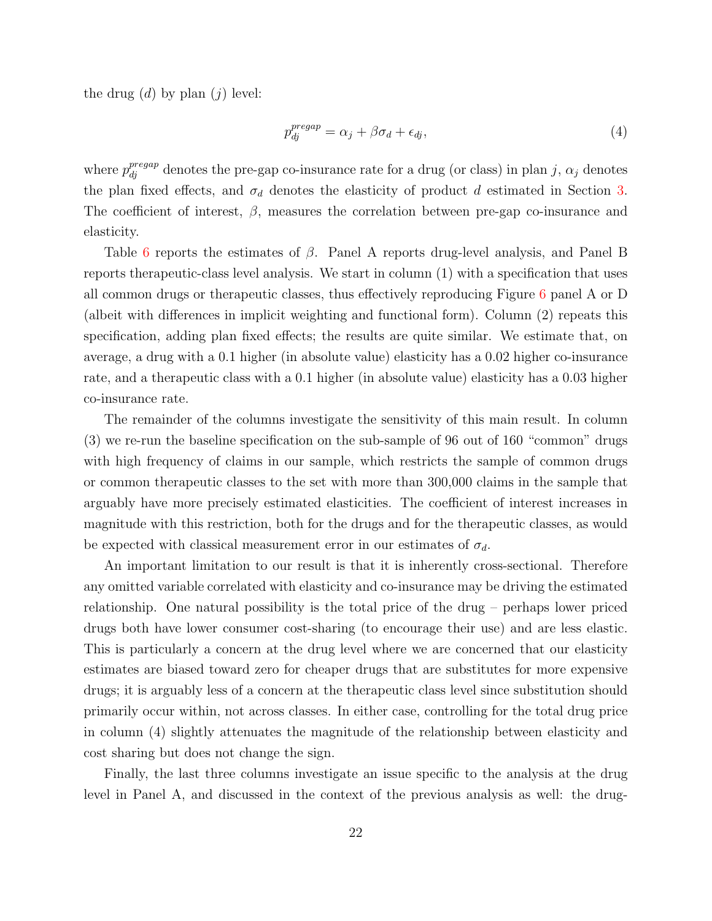the drug ($d$) by plan ($j$) level:

$$p_{dj}^{pregap} = \alpha_j + \beta\sigma_d + \epsilon_{dj}, \tag{4}$$

where $p_{dj}^{pregap}$ denotes the pre-gap co-insurance rate for a drug (or class) in plan $j$, $\alpha_j$ denotes the plan fixed effects, and $\sigma_d$ denotes the elasticity of product $d$ estimated in Section 3. The coefficient of interest, $\beta$, measures the correlation between pre-gap co-insurance and elasticity.

Table 6 reports the estimates of $\beta$. Panel A reports drug-level analysis, and Panel B reports therapeutic-class level analysis. We start in column (1) with a specification that uses all common drugs or therapeutic classes, thus effectively reproducing Figure 6 panel A or D (albeit with differences in implicit weighting and functional form). Column (2) repeats this specification, adding plan fixed effects; the results are quite similar. We estimate that, on average, a drug with a 0.1 higher (in absolute value) elasticity has a 0.02 higher co-insurance rate, and a therapeutic class with a 0.1 higher (in absolute value) elasticity has a 0.03 higher co-insurance rate.

The remainder of the columns investigate the sensitivity of this main result. In column (3) we re-run the baseline specification on the sub-sample of 96 out of 160 "common" drugs with high frequency of claims in our sample, which restricts the sample of common drugs or common therapeutic classes to the set with more than 300,000 claims in the sample that arguably have more precisely estimated elasticities. The coefficient of interest increases in magnitude with this restriction, both for the drugs and for the therapeutic classes, as would be expected with classical measurement error in our estimates of $\sigma_d$.

An important limitation to our result is that it is inherently cross-sectional. Therefore any omitted variable correlated with elasticity and co-insurance may be driving the estimated relationship. One natural possibility is the total price of the drug – perhaps lower priced drugs both have lower consumer cost-sharing (to encourage their use) and are less elastic. This is particularly a concern at the drug level where we are concerned that our elasticity estimates are biased toward zero for cheaper drugs that are substitutes for more expensive drugs; it is arguably less of a concern at the therapeutic class level since substitution should primarily occur within, not across classes. In either case, controlling for the total drug price in column (4) slightly attenuates the magnitude of the relationship between elasticity and cost sharing but does not change the sign.

Finally, the last three columns investigate an issue specific to the analysis at the drug level in Panel A, and discussed in the context of the previous analysis as well: the drug-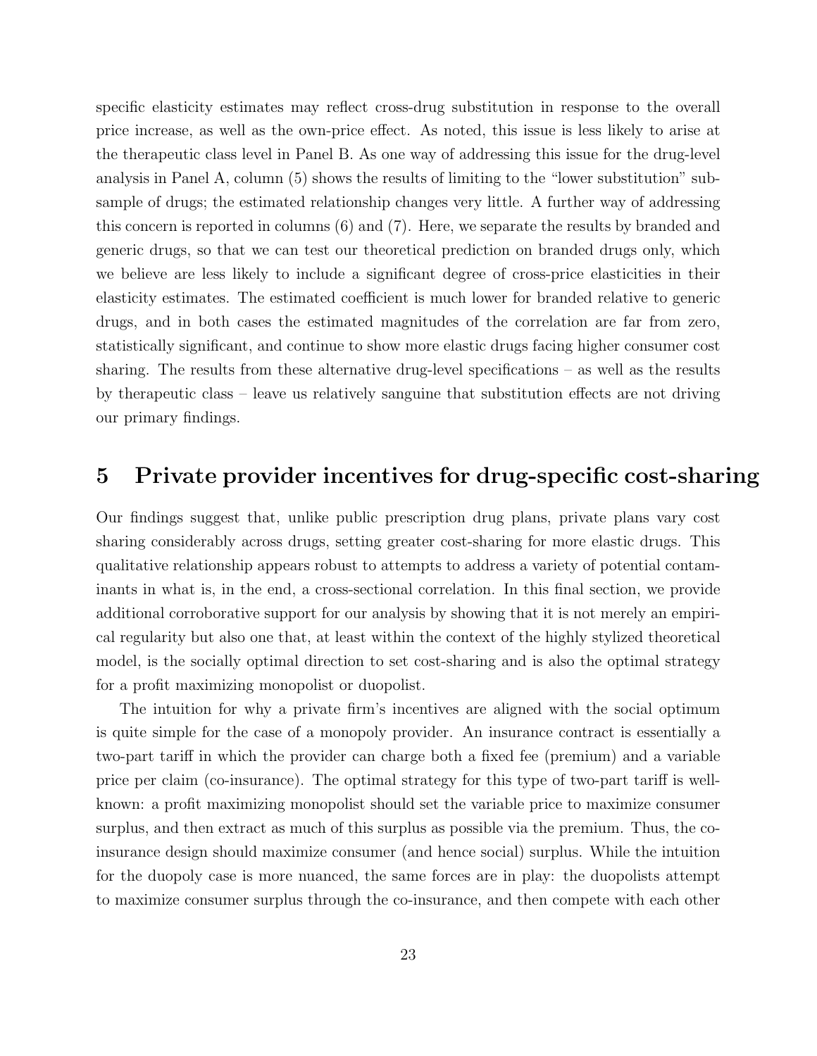specific elasticity estimates may reflect cross-drug substitution in response to the overall price increase, as well as the own-price effect. As noted, this issue is less likely to arise at the therapeutic class level in Panel B. As one way of addressing this issue for the drug-level analysis in Panel A, column (5) shows the results of limiting to the "lower substitution" subsample of drugs; the estimated relationship changes very little. A further way of addressing this concern is reported in columns (6) and (7). Here, we separate the results by branded and generic drugs, so that we can test our theoretical prediction on branded drugs only, which we believe are less likely to include a significant degree of cross-price elasticities in their elasticity estimates. The estimated coefficient is much lower for branded relative to generic drugs, and in both cases the estimated magnitudes of the correlation are far from zero, statistically significant, and continue to show more elastic drugs facing higher consumer cost sharing. The results from these alternative drug-level specifications – as well as the results by therapeutic class – leave us relatively sanguine that substitution effects are not driving our primary findings.

# 5 Private provider incentives for drug-specific cost-sharing

Our findings suggest that, unlike public prescription drug plans, private plans vary cost sharing considerably across drugs, setting greater cost-sharing for more elastic drugs. This qualitative relationship appears robust to attempts to address a variety of potential contaminants in what is, in the end, a cross-sectional correlation. In this final section, we provide additional corroborative support for our analysis by showing that it is not merely an empirical regularity but also one that, at least within the context of the highly stylized theoretical model, is the socially optimal direction to set cost-sharing and is also the optimal strategy for a profit maximizing monopolist or duopolist.

The intuition for why a private firm's incentives are aligned with the social optimum is quite simple for the case of a monopoly provider. An insurance contract is essentially a two-part tariff in which the provider can charge both a fixed fee (premium) and a variable price per claim (co-insurance). The optimal strategy for this type of two-part tariff is well-known: a profit maximizing monopolist should set the variable price to maximize consumer surplus, and then extract as much of this surplus as possible via the premium. Thus, the co-insurance design should maximize consumer (and hence social) surplus. While the intuition for the duopoly case is more nuanced, the same forces are in play: the duopolists attempt to maximize consumer surplus through the co-insurance, and then compete with each other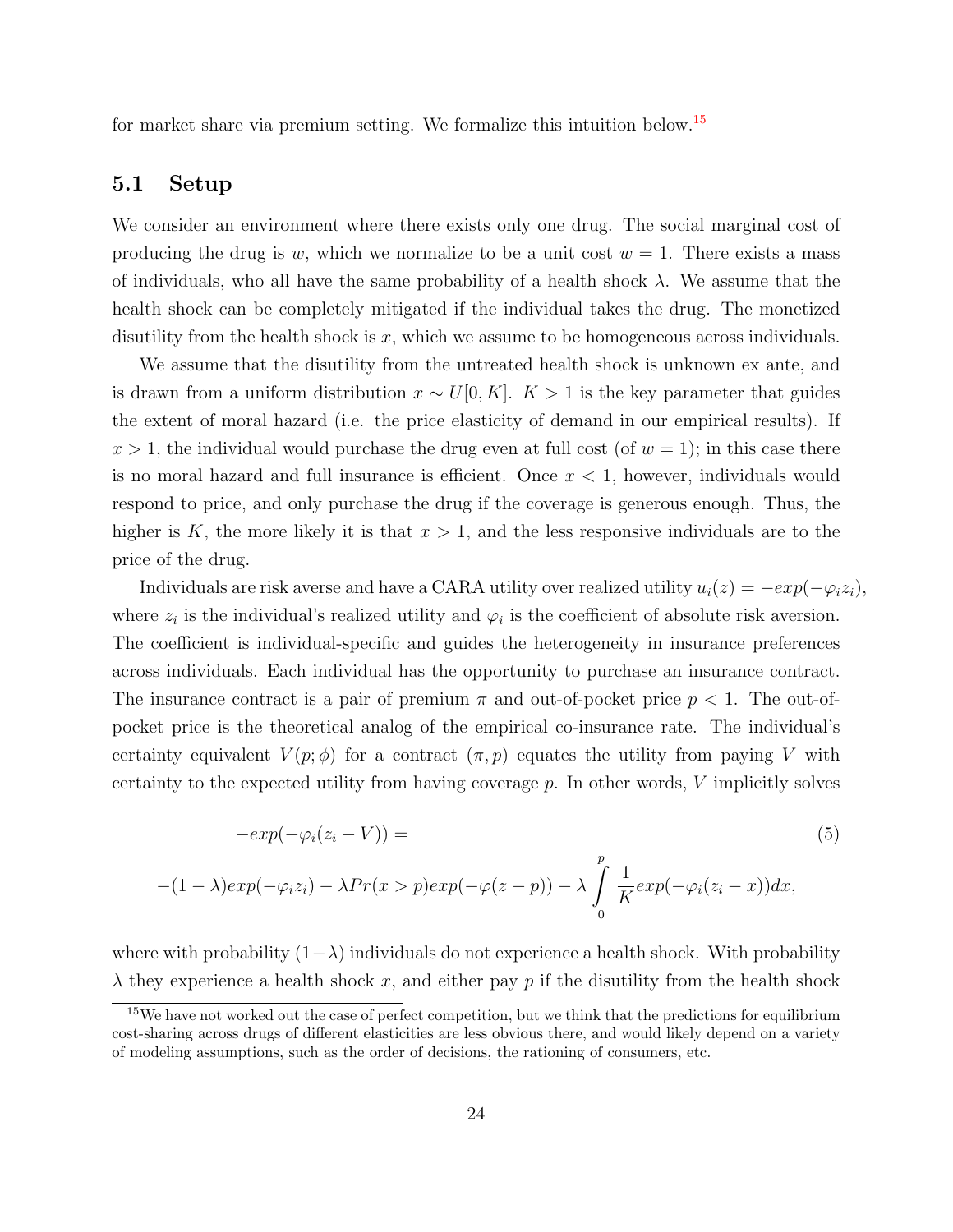for market share via premium setting. We formalize this intuition below.[15]

## 5.1 Setup

We consider an environment where there exists only one drug. The social marginal cost of producing the drug is $w$, which we normalize to be a unit cost $w = 1$. There exists a mass of individuals, who all have the same probability of a health shock $\lambda$. We assume that the health shock can be completely mitigated if the individual takes the drug. The monetized disutility from the health shock is $x$, which we assume to be homogeneous across individuals.

We assume that the disutility from the untreated health shock is unknown ex ante, and is drawn from a uniform distribution $x \sim U[0, K]$. $K > 1$ is the key parameter that guides the extent of moral hazard (i.e. the price elasticity of demand in our empirical results). If $x > 1$, the individual would purchase the drug even at full cost (of $w = 1$); in this case there is no moral hazard and full insurance is efficient. Once $x < 1$, however, individuals would respond to price, and only purchase the drug if the coverage is generous enough. Thus, the higher is $K$, the more likely it is that $x > 1$, and the less responsive individuals are to the price of the drug.

Individuals are risk averse and have a CARA utility over realized utility $u_i(z) = -exp(-\varphi_i z_i)$, where $z_i$ is the individual's realized utility and $\varphi_i$ is the coefficient of absolute risk aversion. The coefficient is individual-specific and guides the heterogeneity in insurance preferences across individuals. Each individual has the opportunity to purchase an insurance contract. The insurance contract is a pair of premium $\pi$ and out-of-pocket price $p < 1$. The out-of-pocket price is the theoretical analog of the empirical co-insurance rate. The individual's certainty equivalent $V(p; \phi)$ for a contract $(\pi, p)$ equates the utility from paying $V$ with certainty to the expected utility from having coverage $p$. In other words, $V$ implicitly solves

$$-exp(-\varphi_i(z_i - V)) = \tag{5}$$

$$-(1-\lambda)exp(-\varphi_i z_i) - \lambda Pr(x > p)exp(-\varphi(z-p)) - \lambda \int_0^p \frac{1}{K} exp(-\varphi_i(z_i - x))dx,$$

where with probability $(1-\lambda)$ individuals do not experience a health shock. With probability $\lambda$ they experience a health shock $x$, and either pay $p$ if the disutility from the health shock

[15] We have not worked out the case of perfect competition, but we think that the predictions for equilibrium cost-sharing across drugs of different elasticities are less obvious there, and would likely depend on a variety of modeling assumptions, such as the order of decisions, the rationing of consumers, etc.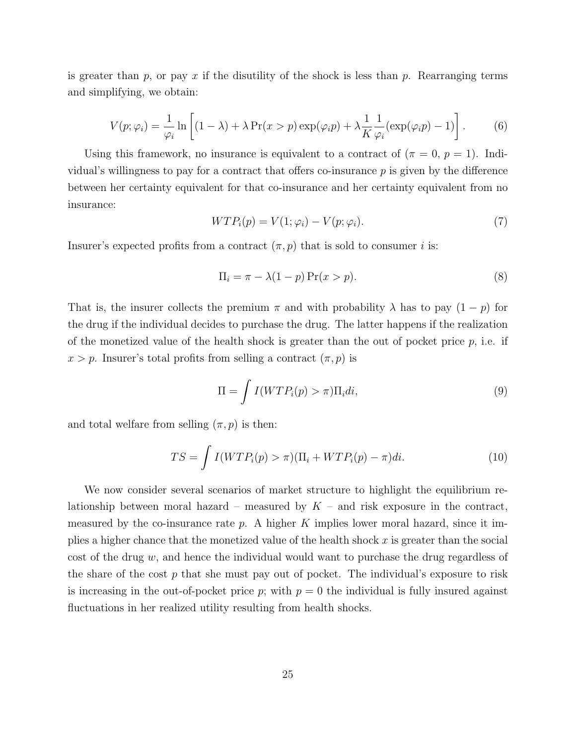is greater than $p$, or pay $x$ if the disutility of the shock is less than $p$. Rearranging terms and simplifying, we obtain:

$$V(p;\varphi_i) = \frac{1}{\varphi_i}\ln\left[(1-\lambda) + \lambda \Pr(x > p)\exp(\varphi_i p) + \lambda \frac{1}{K}\frac{1}{\varphi_i}(\exp(\varphi_i p) - 1)\right]. \tag{6}$$

Using this framework, no insurance is equivalent to a contract of ($\pi = 0$, $p = 1$). Individual's willingness to pay for a contract that offers co-insurance $p$ is given by the difference between her certainty equivalent for that co-insurance and her certainty equivalent from no insurance:

$$WTP_i(p) = V(1;\varphi_i) - V(p;\varphi_i). \tag{7}$$

Insurer's expected profits from a contract $(\pi, p)$ that is sold to consumer $i$ is:

$$\Pi_i = \pi - \lambda(1-p)\Pr(x > p). \tag{8}$$

That is, the insurer collects the premium $\pi$ and with probability $\lambda$ has to pay $(1 - p)$ for the drug if the individual decides to purchase the drug. The latter happens if the realization of the monetized value of the health shock is greater than the out of pocket price $p$, i.e. if $x > p$. Insurer's total profits from selling a contract $(\pi, p)$ is

$$\Pi = \int I(WTP_i(p) > \pi)\Pi_i di, \tag{9}$$

and total welfare from selling $(\pi, p)$ is then:

$$TS = \int I(WTP_i(p) > \pi)(\Pi_i + WTP_i(p) - \pi)di. \tag{10}$$

We now consider several scenarios of market structure to highlight the equilibrium relationship between moral hazard – measured by $K$ – and risk exposure in the contract, measured by the co-insurance rate $p$. A higher $K$ implies lower moral hazard, since it implies a higher chance that the monetized value of the health shock $x$ is greater than the social cost of the drug $w$, and hence the individual would want to purchase the drug regardless of the share of the cost $p$ that she must pay out of pocket. The individual's exposure to risk is increasing in the out-of-pocket price $p$; with $p = 0$ the individual is fully insured against fluctuations in her realized utility resulting from health shocks.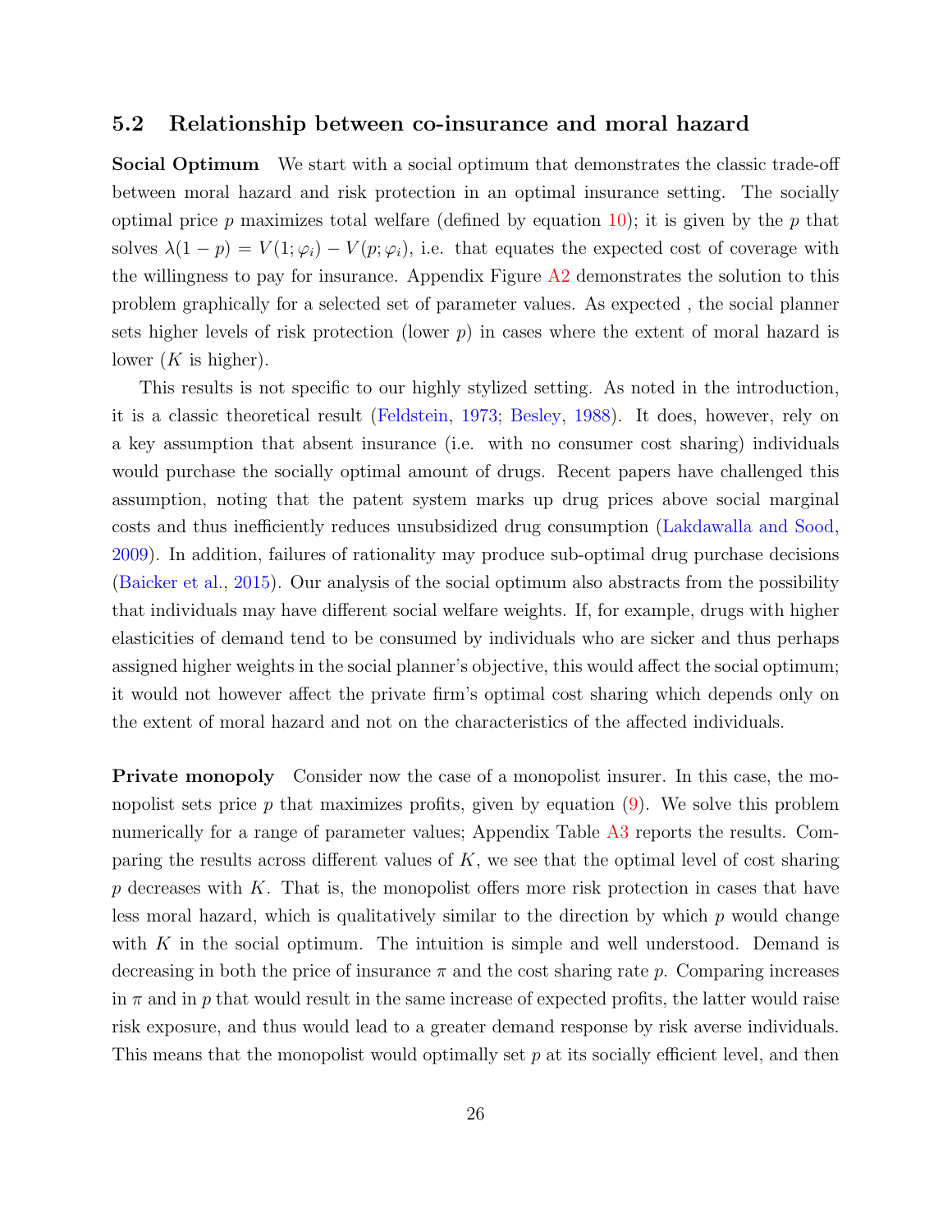### 5.2 Relationship between co-insurance and moral hazard

**Social Optimum** We start with a social optimum that demonstrates the classic trade-off between moral hazard and risk protection in an optimal insurance setting. The socially optimal price $p$ maximizes total welfare (defined by equation 10); it is given by the $p$ that solves $\lambda(1-p) = V(1;\varphi_i) - V(p;\varphi_i)$, i.e. that equates the expected cost of coverage with the willingness to pay for insurance. Appendix Figure A2 demonstrates the solution to this problem graphically for a selected set of parameter values. As expected , the social planner sets higher levels of risk protection (lower $p$) in cases where the extent of moral hazard is lower ($K$ is higher).

This results is not specific to our highly stylized setting. As noted in the introduction, it is a classic theoretical result (Feldstein, 1973; Besley, 1988). It does, however, rely on a key assumption that absent insurance (i.e. with no consumer cost sharing) individuals would purchase the socially optimal amount of drugs. Recent papers have challenged this assumption, noting that the patent system marks up drug prices above social marginal costs and thus inefficiently reduces unsubsidized drug consumption (Lakdawalla and Sood, 2009). In addition, failures of rationality may produce sub-optimal drug purchase decisions (Baicker et al., 2015). Our analysis of the social optimum also abstracts from the possibility that individuals may have different social welfare weights. If, for example, drugs with higher elasticities of demand tend to be consumed by individuals who are sicker and thus perhaps assigned higher weights in the social planner's objective, this would affect the social optimum; it would not however affect the private firm's optimal cost sharing which depends only on the extent of moral hazard and not on the characteristics of the affected individuals.

**Private monopoly** Consider now the case of a monopolist insurer. In this case, the monopolist sets price $p$ that maximizes profits, given by equation (9). We solve this problem numerically for a range of parameter values; Appendix Table A3 reports the results. Comparing the results across different values of $K$, we see that the optimal level of cost sharing $p$ decreases with $K$. That is, the monopolist offers more risk protection in cases that have less moral hazard, which is qualitatively similar to the direction by which $p$ would change with $K$ in the social optimum. The intuition is simple and well understood. Demand is decreasing in both the price of insurance $\pi$ and the cost sharing rate $p$. Comparing increases in $\pi$ and in $p$ that would result in the same increase of expected profits, the latter would raise risk exposure, and thus would lead to a greater demand response by risk averse individuals. This means that the monopolist would optimally set $p$ at its socially efficient level, and then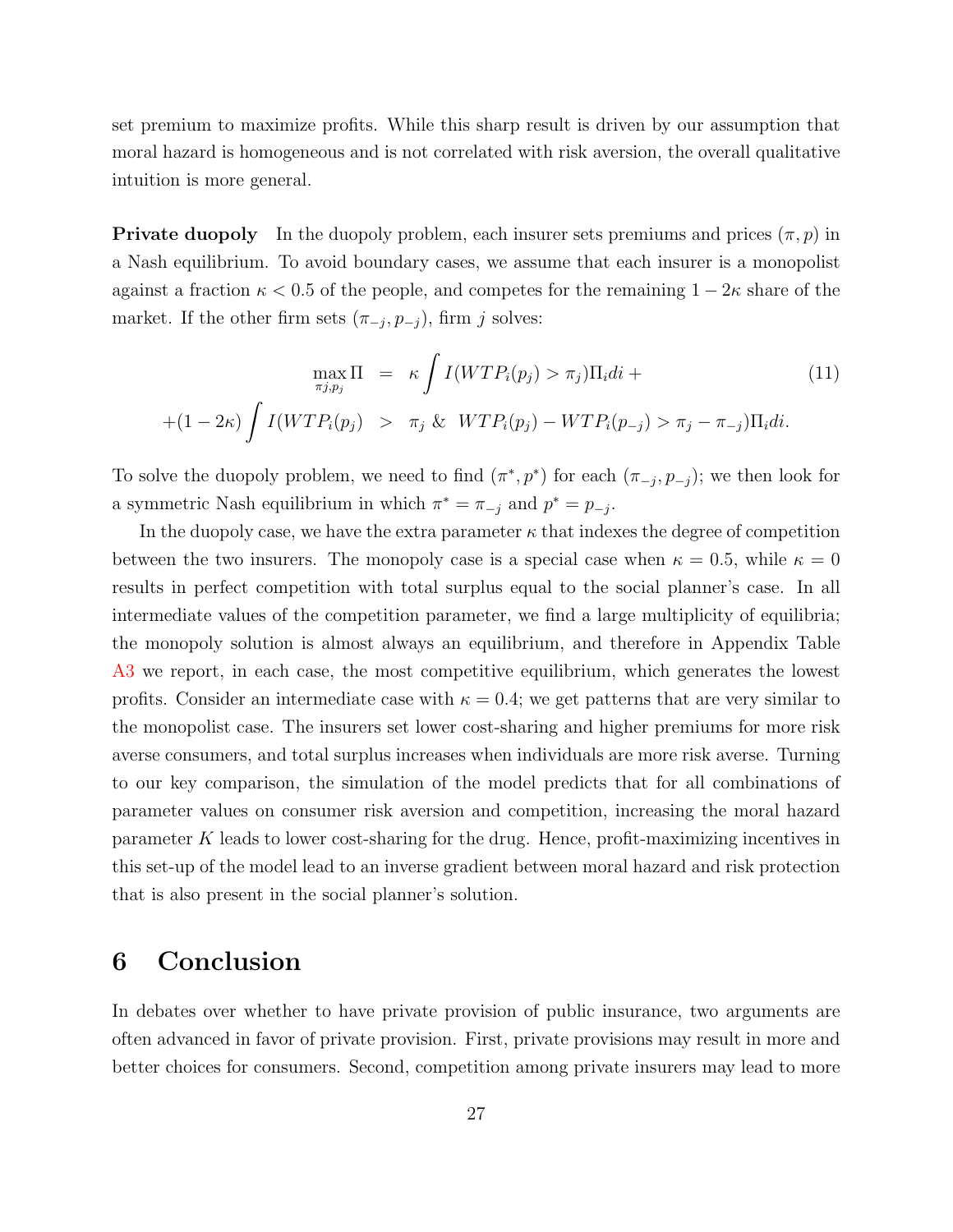set premium to maximize profits. While this sharp result is driven by our assumption that moral hazard is homogeneous and is not correlated with risk aversion, the overall qualitative intuition is more general.

**Private duopoly** In the duopoly problem, each insurer sets premiums and prices $(\pi, p)$ in a Nash equilibrium. To avoid boundary cases, we assume that each insurer is a monopolist against a fraction $\kappa < 0.5$ of the people, and competes for the remaining $1 - 2\kappa$ share of the market. If the other firm sets $(\pi_{-j}, p_{-j})$, firm $j$ solves:

$$
\begin{aligned}
\max_{\pi j, p_j} \Pi &= \kappa \int I(WTP_i(p_j) > \pi_j)\Pi_i di + \\
+(1-2\kappa) \int I(WTP_i(p_j) &> \pi_j \ \& \ WTP_i(p_j) - WTP_i(p_{-j}) > \pi_j - \pi_{-j})\Pi_i di.
\end{aligned}
\tag{11}
$$

To solve the duopoly problem, we need to find $(\pi^*, p^*)$ for each $(\pi_{-j}, p_{-j})$; we then look for a symmetric Nash equilibrium in which $\pi^* = \pi_{-j}$ and $p^* = p_{-j}$.

In the duopoly case, we have the extra parameter $\kappa$ that indexes the degree of competition between the two insurers. The monopoly case is a special case when $\kappa = 0.5$, while $\kappa = 0$ results in perfect competition with total surplus equal to the social planner's case. In all intermediate values of the competition parameter, we find a large multiplicity of equilibria; the monopoly solution is almost always an equilibrium, and therefore in Appendix Table A3 we report, in each case, the most competitive equilibrium, which generates the lowest profits. Consider an intermediate case with $\kappa = 0.4$; we get patterns that are very similar to the monopolist case. The insurers set lower cost-sharing and higher premiums for more risk averse consumers, and total surplus increases when individuals are more risk averse. Turning to our key comparison, the simulation of the model predicts that for all combinations of parameter values on consumer risk aversion and competition, increasing the moral hazard parameter $K$ leads to lower cost-sharing for the drug. Hence, profit-maximizing incentives in this set-up of the model lead to an inverse gradient between moral hazard and risk protection that is also present in the social planner's solution.

# 6 Conclusion

In debates over whether to have private provision of public insurance, two arguments are often advanced in favor of private provision. First, private provisions may result in more and better choices for consumers. Second, competition among private insurers may lead to more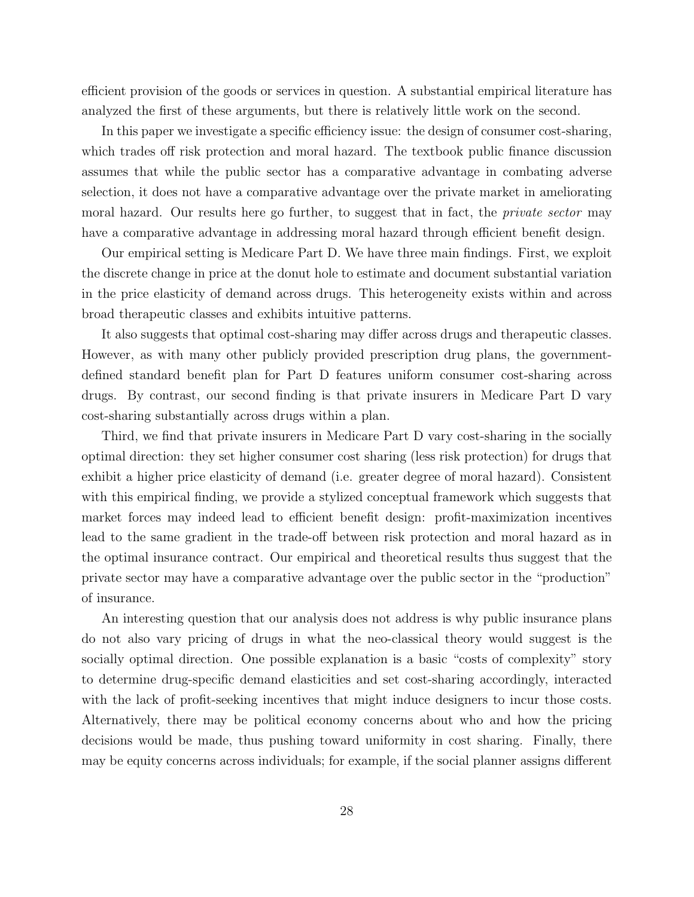efficient provision of the goods or services in question. A substantial empirical literature has analyzed the first of these arguments, but there is relatively little work on the second.

In this paper we investigate a specific efficiency issue: the design of consumer cost-sharing, which trades off risk protection and moral hazard. The textbook public finance discussion assumes that while the public sector has a comparative advantage in combating adverse selection, it does not have a comparative advantage over the private market in ameliorating moral hazard. Our results here go further, to suggest that in fact, the *private sector* may have a comparative advantage in addressing moral hazard through efficient benefit design.

Our empirical setting is Medicare Part D. We have three main findings. First, we exploit the discrete change in price at the donut hole to estimate and document substantial variation in the price elasticity of demand across drugs. This heterogeneity exists within and across broad therapeutic classes and exhibits intuitive patterns.

It also suggests that optimal cost-sharing may differ across drugs and therapeutic classes. However, as with many other publicly provided prescription drug plans, the government-defined standard benefit plan for Part D features uniform consumer cost-sharing across drugs. By contrast, our second finding is that private insurers in Medicare Part D vary cost-sharing substantially across drugs within a plan.

Third, we find that private insurers in Medicare Part D vary cost-sharing in the socially optimal direction: they set higher consumer cost sharing (less risk protection) for drugs that exhibit a higher price elasticity of demand (i.e. greater degree of moral hazard). Consistent with this empirical finding, we provide a stylized conceptual framework which suggests that market forces may indeed lead to efficient benefit design: profit-maximization incentives lead to the same gradient in the trade-off between risk protection and moral hazard as in the optimal insurance contract. Our empirical and theoretical results thus suggest that the private sector may have a comparative advantage over the public sector in the "production" of insurance.

An interesting question that our analysis does not address is why public insurance plans do not also vary pricing of drugs in what the neo-classical theory would suggest is the socially optimal direction. One possible explanation is a basic "costs of complexity" story to determine drug-specific demand elasticities and set cost-sharing accordingly, interacted with the lack of profit-seeking incentives that might induce designers to incur those costs. Alternatively, there may be political economy concerns about who and how the pricing decisions would be made, thus pushing toward uniformity in cost sharing. Finally, there may be equity concerns across individuals; for example, if the social planner assigns different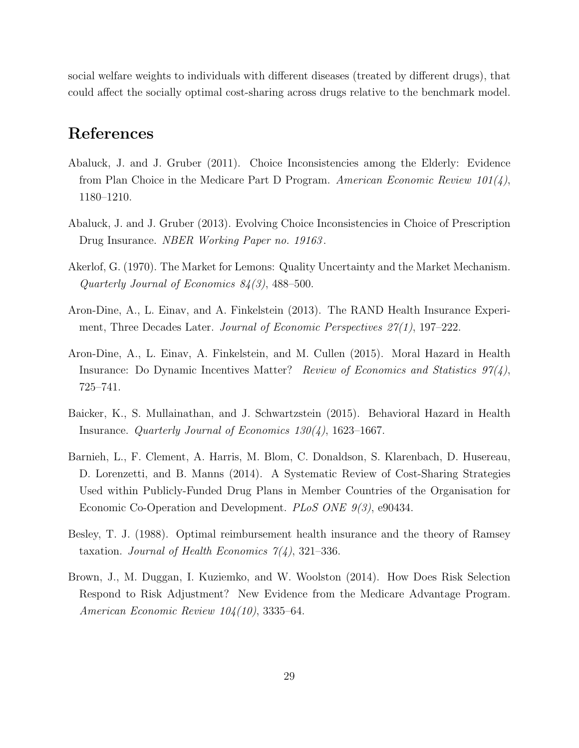social welfare weights to individuals with different diseases (treated by different drugs), that could affect the socially optimal cost-sharing across drugs relative to the benchmark model.

# References

Abaluck, J. and J. Gruber (2011). Choice Inconsistencies among the Elderly: Evidence from Plan Choice in the Medicare Part D Program. *American Economic Review 101(4)*, 1180–1210.

Abaluck, J. and J. Gruber (2013). Evolving Choice Inconsistencies in Choice of Prescription Drug Insurance. *NBER Working Paper no. 19163*.

Akerlof, G. (1970). The Market for Lemons: Quality Uncertainty and the Market Mechanism. *Quarterly Journal of Economics 84(3)*, 488–500.

Aron-Dine, A., L. Einav, and A. Finkelstein (2013). The RAND Health Insurance Experiment, Three Decades Later. *Journal of Economic Perspectives 27(1)*, 197–222.

Aron-Dine, A., L. Einav, A. Finkelstein, and M. Cullen (2015). Moral Hazard in Health Insurance: Do Dynamic Incentives Matter? *Review of Economics and Statistics 97(4)*, 725–741.

Baicker, K., S. Mullainathan, and J. Schwartzstein (2015). Behavioral Hazard in Health Insurance. *Quarterly Journal of Economics 130(4)*, 1623–1667.

Barnieh, L., F. Clement, A. Harris, M. Blom, C. Donaldson, S. Klarenbach, D. Husereau, D. Lorenzetti, and B. Manns (2014). A Systematic Review of Cost-Sharing Strategies Used within Publicly-Funded Drug Plans in Member Countries of the Organisation for Economic Co-Operation and Development. *PLoS ONE 9(3)*, e90434.

Besley, T. J. (1988). Optimal reimbursement health insurance and the theory of Ramsey taxation. *Journal of Health Economics 7(4)*, 321–336.

Brown, J., M. Duggan, I. Kuziemko, and W. Woolston (2014). How Does Risk Selection Respond to Risk Adjustment? New Evidence from the Medicare Advantage Program. *American Economic Review 104(10)*, 3335–64.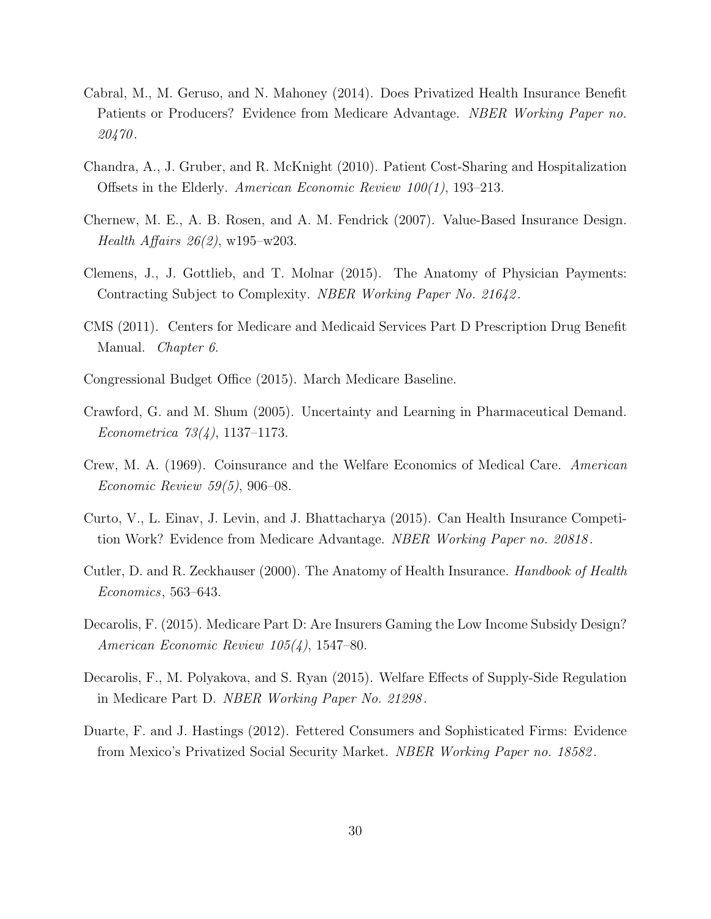Cabral, M., M. Geruso, and N. Mahoney (2014). Does Privatized Health Insurance Benefit Patients or Producers? Evidence from Medicare Advantage. *NBER Working Paper no. 20470*.

Chandra, A., J. Gruber, and R. McKnight (2010). Patient Cost-Sharing and Hospitalization Offsets in the Elderly. *American Economic Review 100(1)*, 193–213.

Chernew, M. E., A. B. Rosen, and A. M. Fendrick (2007). Value-Based Insurance Design. *Health Affairs 26(2)*, w195–w203.

Clemens, J., J. Gottlieb, and T. Molnar (2015). The Anatomy of Physician Payments: Contracting Subject to Complexity. *NBER Working Paper No. 21642*.

CMS (2011). Centers for Medicare and Medicaid Services Part D Prescription Drug Benefit Manual. *Chapter 6*.

Congressional Budget Office (2015). March Medicare Baseline.

Crawford, G. and M. Shum (2005). Uncertainty and Learning in Pharmaceutical Demand. *Econometrica 73(4)*, 1137–1173.

Crew, M. A. (1969). Coinsurance and the Welfare Economics of Medical Care. *American Economic Review 59(5)*, 906–08.

Curto, V., L. Einav, J. Levin, and J. Bhattacharya (2015). Can Health Insurance Competition Work? Evidence from Medicare Advantage. *NBER Working Paper no. 20818*.

Cutler, D. and R. Zeckhauser (2000). The Anatomy of Health Insurance. *Handbook of Health Economics*, 563–643.

Decarolis, F. (2015). Medicare Part D: Are Insurers Gaming the Low Income Subsidy Design? *American Economic Review 105(4)*, 1547–80.

Decarolis, F., M. Polyakova, and S. Ryan (2015). Welfare Effects of Supply-Side Regulation in Medicare Part D. *NBER Working Paper No. 21298*.

Duarte, F. and J. Hastings (2012). Fettered Consumers and Sophisticated Firms: Evidence from Mexico's Privatized Social Security Market. *NBER Working Paper no. 18582*.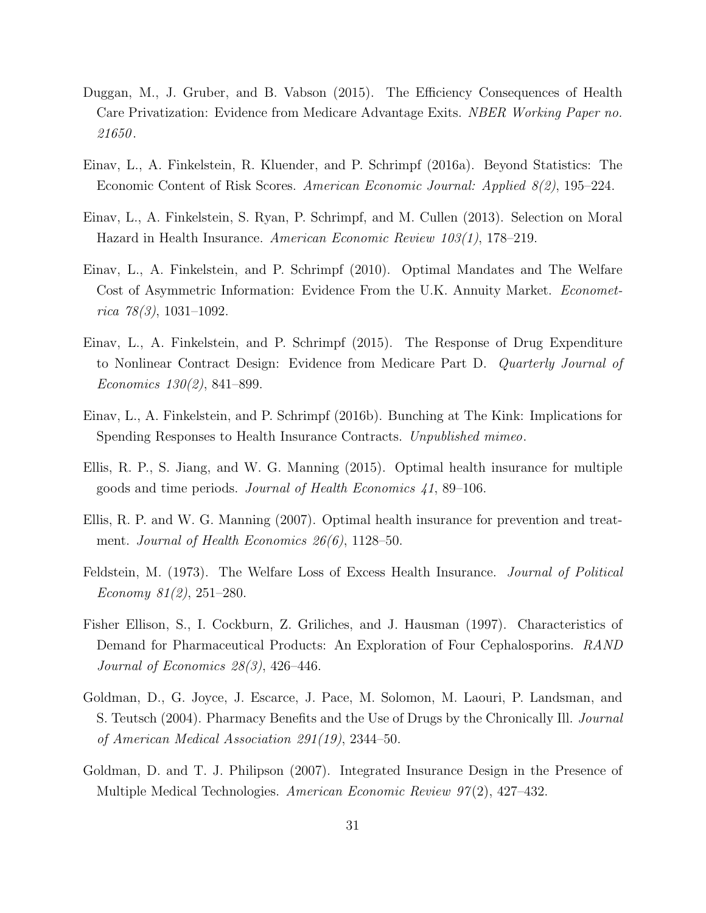Duggan, M., J. Gruber, and B. Vabson (2015). The Efficiency Consequences of Health Care Privatization: Evidence from Medicare Advantage Exits. *NBER Working Paper no. 21650*.

Einav, L., A. Finkelstein, R. Kluender, and P. Schrimpf (2016a). Beyond Statistics: The Economic Content of Risk Scores. *American Economic Journal: Applied 8(2)*, 195–224.

Einav, L., A. Finkelstein, S. Ryan, P. Schrimpf, and M. Cullen (2013). Selection on Moral Hazard in Health Insurance. *American Economic Review 103(1)*, 178–219.

Einav, L., A. Finkelstein, and P. Schrimpf (2010). Optimal Mandates and The Welfare Cost of Asymmetric Information: Evidence From the U.K. Annuity Market. *Econometrica 78(3)*, 1031–1092.

Einav, L., A. Finkelstein, and P. Schrimpf (2015). The Response of Drug Expenditure to Nonlinear Contract Design: Evidence from Medicare Part D. *Quarterly Journal of Economics 130(2)*, 841–899.

Einav, L., A. Finkelstein, and P. Schrimpf (2016b). Bunching at The Kink: Implications for Spending Responses to Health Insurance Contracts. *Unpublished mimeo*.

Ellis, R. P., S. Jiang, and W. G. Manning (2015). Optimal health insurance for multiple goods and time periods. *Journal of Health Economics 41*, 89–106.

Ellis, R. P. and W. G. Manning (2007). Optimal health insurance for prevention and treatment. *Journal of Health Economics 26(6)*, 1128–50.

Feldstein, M. (1973). The Welfare Loss of Excess Health Insurance. *Journal of Political Economy 81(2)*, 251–280.

Fisher Ellison, S., I. Cockburn, Z. Griliches, and J. Hausman (1997). Characteristics of Demand for Pharmaceutical Products: An Exploration of Four Cephalosporins. *RAND Journal of Economics 28(3)*, 426–446.

Goldman, D., G. Joyce, J. Escarce, J. Pace, M. Solomon, M. Laouri, P. Landsman, and S. Teutsch (2004). Pharmacy Benefits and the Use of Drugs by the Chronically Ill. *Journal of American Medical Association 291(19)*, 2344–50.

Goldman, D. and T. J. Philipson (2007). Integrated Insurance Design in the Presence of Multiple Medical Technologies. *American Economic Review 97*(2), 427–432.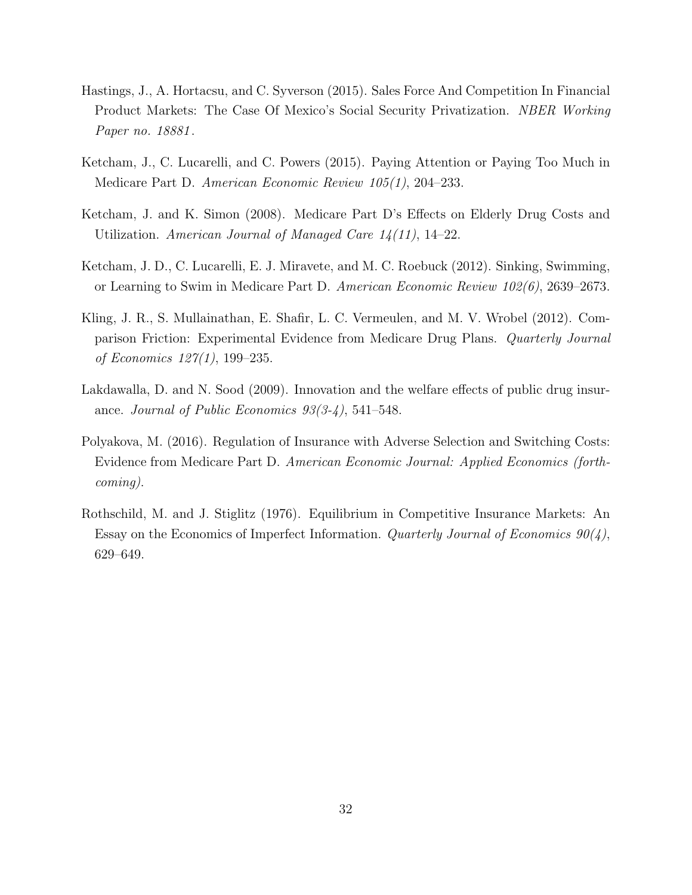Hastings, J., A. Hortacsu, and C. Syverson (2015). Sales Force And Competition In Financial Product Markets: The Case Of Mexico's Social Security Privatization. *NBER Working Paper no. 18881*.

Ketcham, J., C. Lucarelli, and C. Powers (2015). Paying Attention or Paying Too Much in Medicare Part D. *American Economic Review 105(1)*, 204–233.

Ketcham, J. and K. Simon (2008). Medicare Part D's Effects on Elderly Drug Costs and Utilization. *American Journal of Managed Care 14(11)*, 14–22.

Ketcham, J. D., C. Lucarelli, E. J. Miravete, and M. C. Roebuck (2012). Sinking, Swimming, or Learning to Swim in Medicare Part D. *American Economic Review 102(6)*, 2639–2673.

Kling, J. R., S. Mullainathan, E. Shafir, L. C. Vermeulen, and M. V. Wrobel (2012). Comparison Friction: Experimental Evidence from Medicare Drug Plans. *Quarterly Journal of Economics 127(1)*, 199–235.

Lakdawalla, D. and N. Sood (2009). Innovation and the welfare effects of public drug insurance. *Journal of Public Economics 93(3-4)*, 541–548.

Polyakova, M. (2016). Regulation of Insurance with Adverse Selection and Switching Costs: Evidence from Medicare Part D. *American Economic Journal: Applied Economics (forthcoming)*.

Rothschild, M. and J. Stiglitz (1976). Equilibrium in Competitive Insurance Markets: An Essay on the Economics of Imperfect Information. *Quarterly Journal of Economics 90(4)*, 629–649.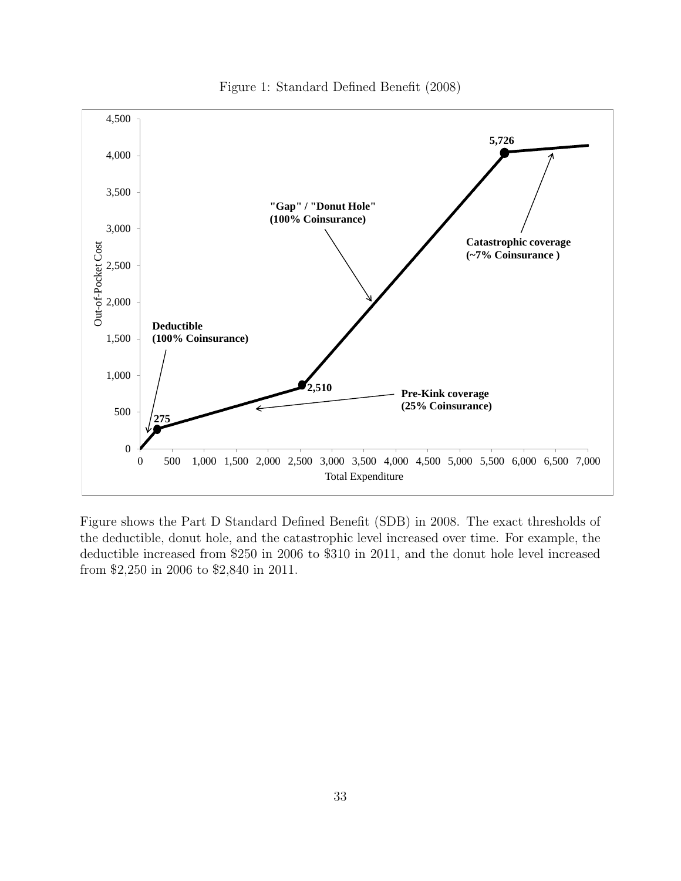Figure 1: Standard Defined Benefit (2008)

Figure shows the Part D Standard Defined Benefit (SDB) in 2008. The exact thresholds of the deductible, donut hole, and the catastrophic level increased over time. For example, the deductible increased from \$250 in 2006 to \$310 in 2011, and the donut hole level increased from \$2,250 in 2006 to \$2,840 in 2011.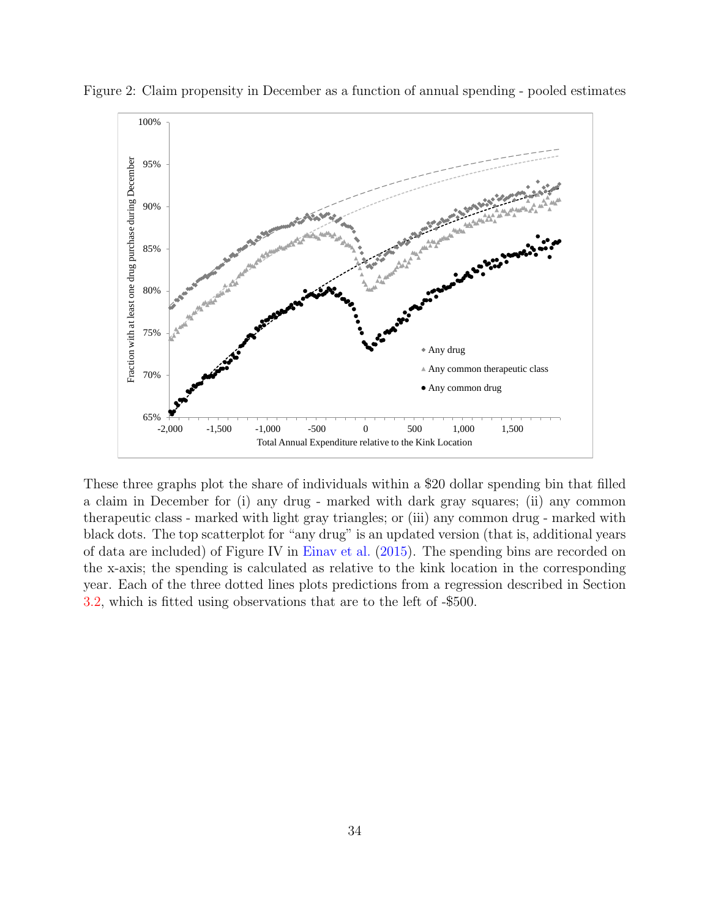Figure 2: Claim propensity in December as a function of annual spending - pooled estimates

These three graphs plot the share of individuals within a \$20 dollar spending bin that filled a claim in December for (i) any drug - marked with dark gray squares; (ii) any common therapeutic class - marked with light gray triangles; or (iii) any common drug - marked with black dots. The top scatterplot for "any drug" is an updated version (that is, additional years of data are included) of Figure IV in Einav et al. (2015). The spending bins are recorded on the x-axis; the spending is calculated as relative to the kink location in the corresponding year. Each of the three dotted lines plots predictions from a regression described in Section 3.2, which is fitted using observations that are to the left of -\$500.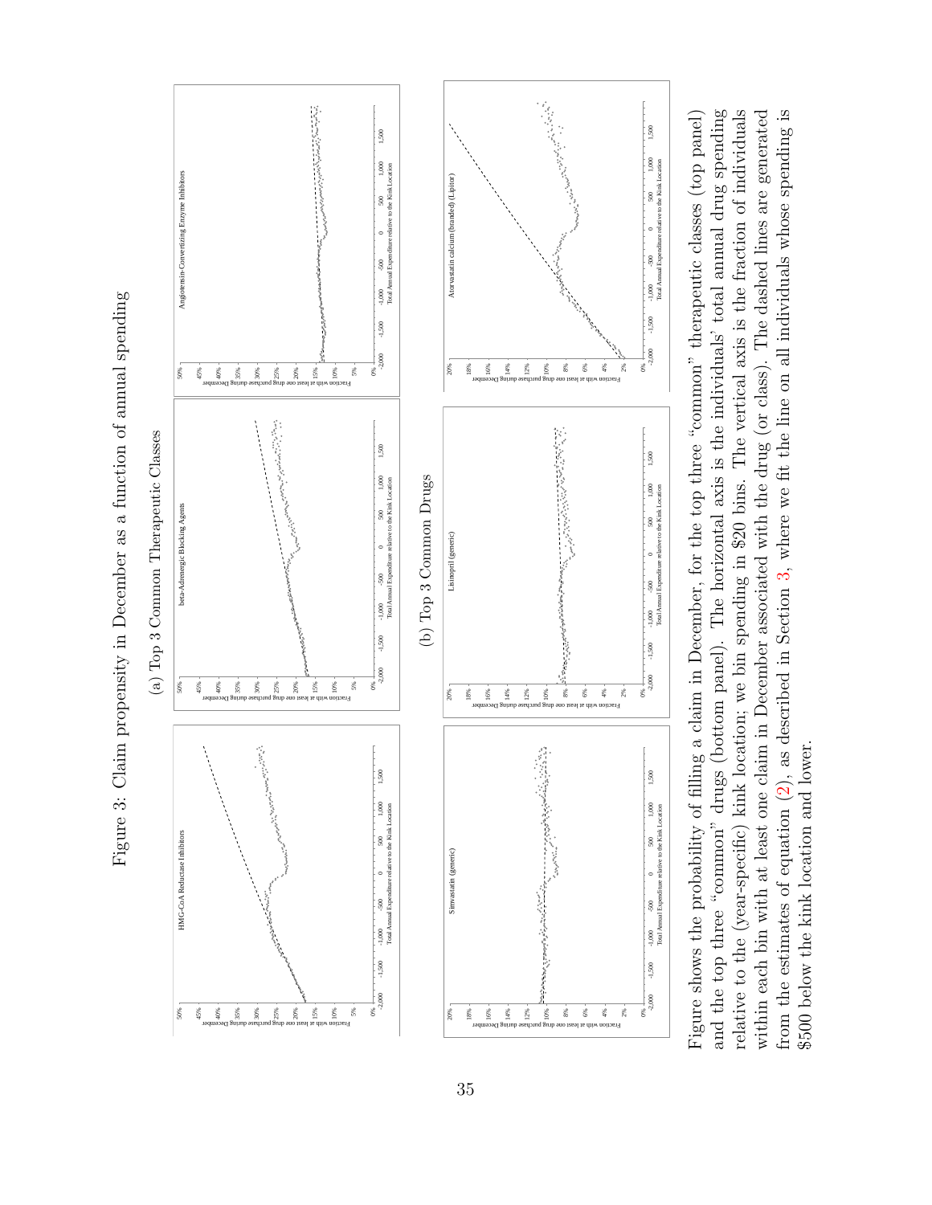Figure 3: Claim propensity in December as a function of annual spending

(a) Top 3 Common Therapeutic Classes

HMG-CoA Reductase Inhibitors

beta-Adrenergic Blocking Agents

Angiotensin-Converting Enzyme Inhibitors

(b) Top 3 Common Drugs

Simvastatin (generic)

Lisinopril (generic)

Atorvastatin calcium (branded) (Lipitor)

Figure shows the probability of filling a claim in December, for the top three "common" therapeutic classes (top panel) and the top three "common" drugs (bottom panel). The horizontal axis is the individuals' total annual drug spending relative to the (year-specific) kink location; we bin spending in \$20 bins. The vertical axis is the fraction of individuals within each bin with at least one claim in December associated with the drug (or class). The dashed lines are generated from the estimates of equation (2), as described in Section 3, where we fit the line on all individuals whose spending is \$500 below the kink location and lower.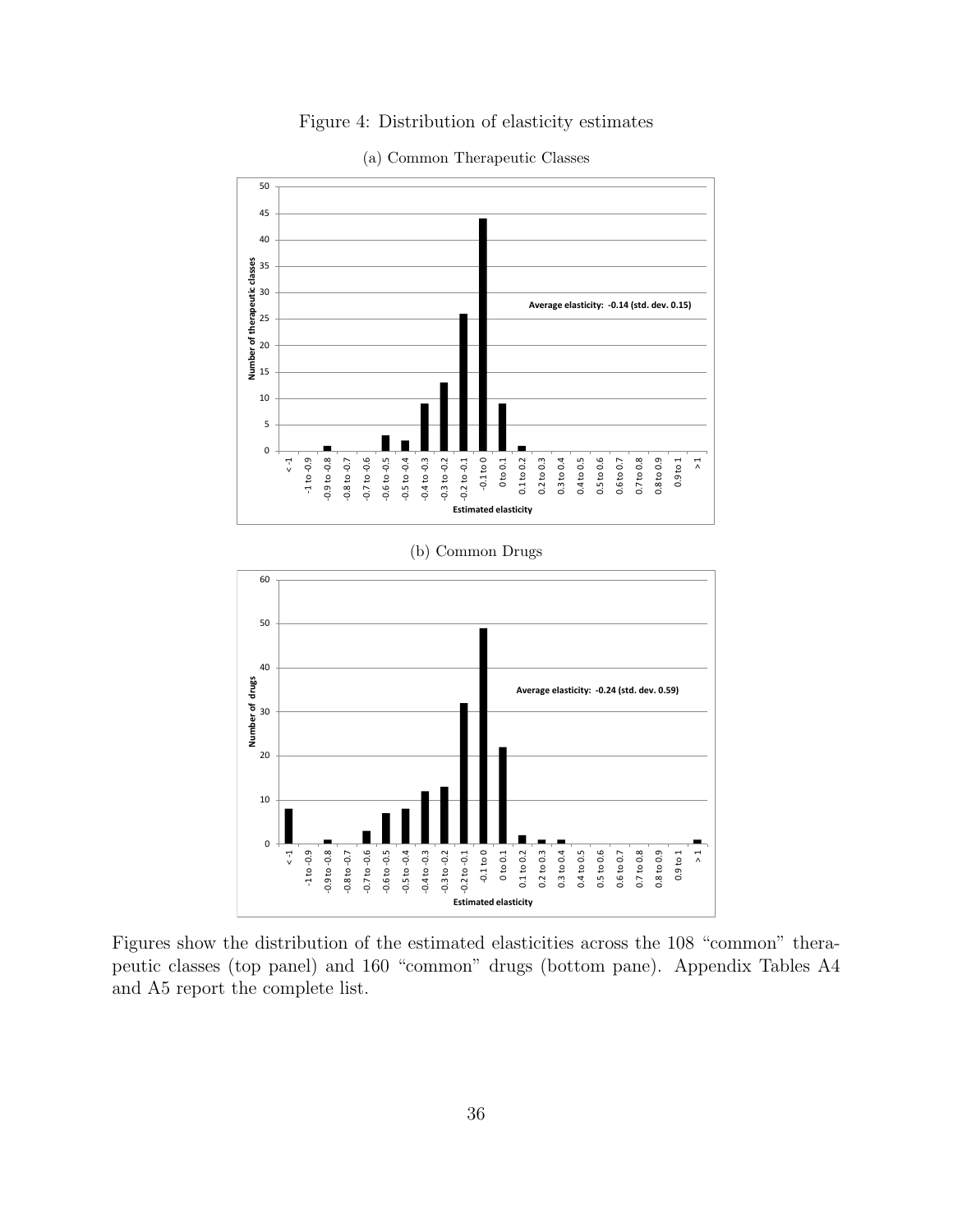Figure 4: Distribution of elasticity estimates

(a) Common Therapeutic Classes

(b) Common Drugs

Figures show the distribution of the estimated elasticities across the 108 "common" therapeutic classes (top panel) and 160 "common" drugs (bottom pane). Appendix Tables A4 and A5 report the complete list.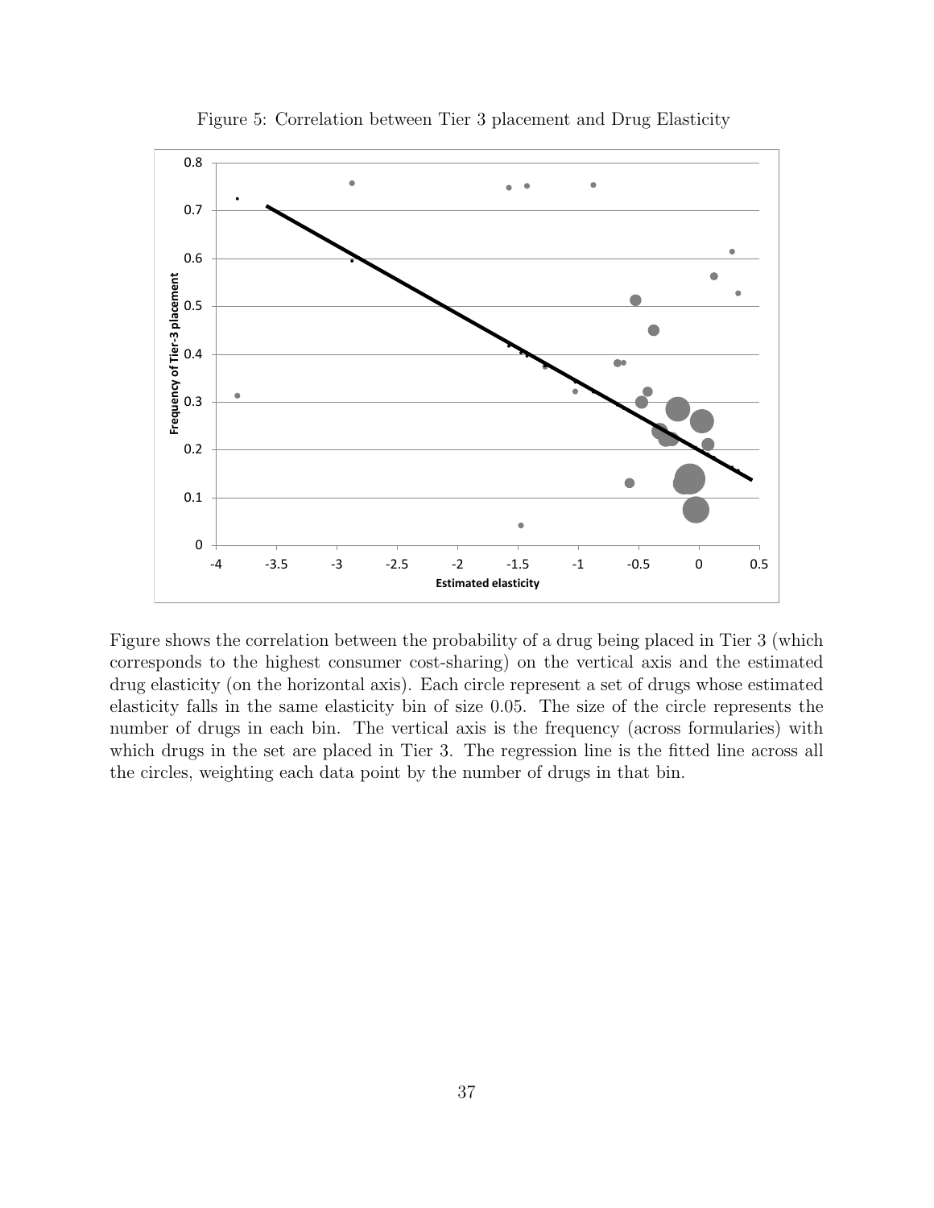Figure 5: Correlation between Tier 3 placement and Drug Elasticity

Figure shows the correlation between the probability of a drug being placed in Tier 3 (which corresponds to the highest consumer cost-sharing) on the vertical axis and the estimated drug elasticity (on the horizontal axis). Each circle represent a set of drugs whose estimated elasticity falls in the same elasticity bin of size 0.05. The size of the circle represents the number of drugs in each bin. The vertical axis is the frequency (across formularies) with which drugs in the set are placed in Tier 3. The regression line is the fitted line across all the circles, weighting each data point by the number of drugs in that bin.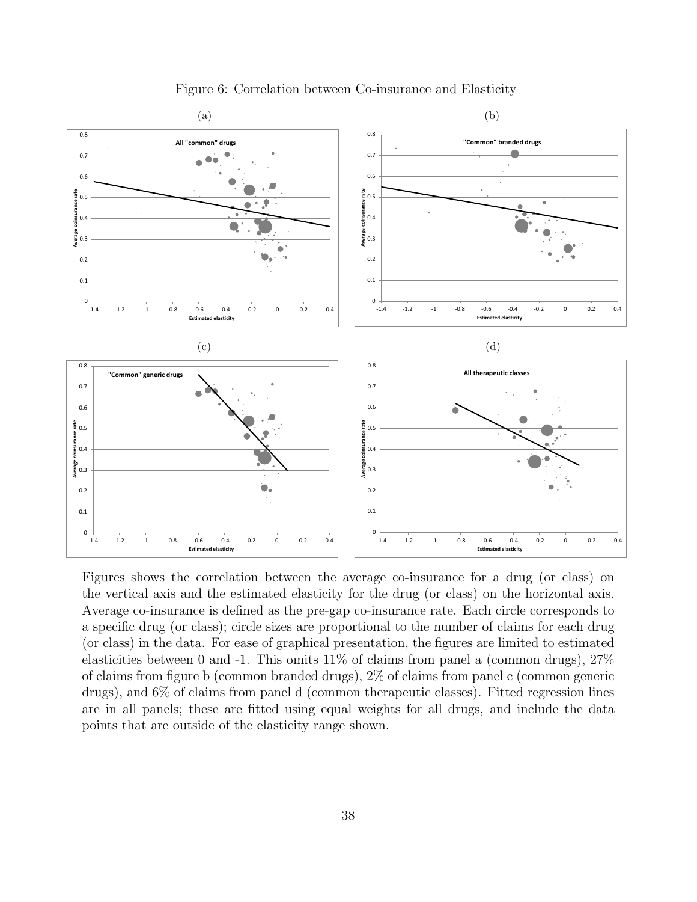Figure 6: Correlation between Co-insurance and Elasticity

(a)

(b)

(c)

(d)

Figures shows the correlation between the average co-insurance for a drug (or class) on the vertical axis and the estimated elasticity for the drug (or class) on the horizontal axis. Average co-insurance is defined as the pre-gap co-insurance rate. Each circle corresponds to a specific drug (or class); circle sizes are proportional to the number of claims for each drug (or class) in the data. For ease of graphical presentation, the figures are limited to estimated elasticities between 0 and -1. This omits 11% of claims from panel a (common drugs), 27% of claims from figure b (common branded drugs), 2% of claims from panel c (common generic drugs), and 6% of claims from panel d (common therapeutic classes). Fitted regression lines are in all panels; these are fitted using equal weights for all drugs, and include the data points that are outside of the elasticity range shown.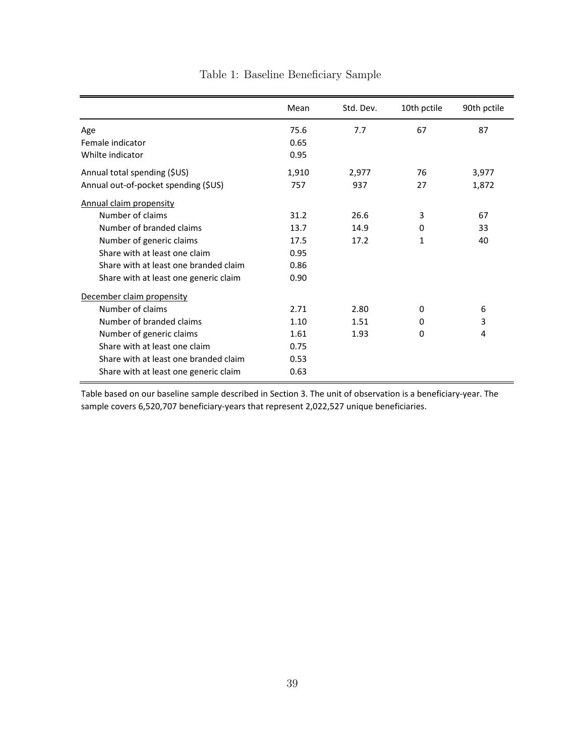Table 1: Baseline Beneficiary Sample

| | Mean | Std. Dev. | 10th pctile | 90th pctile |
|---|---|---|---|---|
| Age | 75.6 | 7.7 | 67 | 87 |
| Female indicator | 0.65 | | | |
| Whilte indicator | 0.95 | | | |
| Annual total spending ($US) | 1,910 | 2,977 | 76 | 3,977 |
| Annual out-of-pocket spending ($US) | 757 | 937 | 27 | 1,872 |
| Annual claim propensity | | | | |
| Number of claims | 31.2 | 26.6 | 3 | 67 |
| Number of branded claims | 13.7 | 14.9 | 0 | 33 |
| Number of generic claims | 17.5 | 17.2 | 1 | 40 |
| Share with at least one claim | 0.95 | | | |
| Share with at least one branded claim | 0.86 | | | |
| Share with at least one generic claim | 0.90 | | | |
| December claim propensity | | | | |
| Number of claims | 2.71 | 2.80 | 0 | 6 |
| Number of branded claims | 1.10 | 1.51 | 0 | 3 |
| Number of generic claims | 1.61 | 1.93 | 0 | 4 |
| Share with at least one claim | 0.75 | | | |
| Share with at least one branded claim | 0.53 | | | |
| Share with at least one generic claim | 0.63 | | | |

Table based on our baseline sample described in Section 3. The unit of observation is a beneficiary-year. The sample covers 6,520,707 beneficiary-years that represent 2,022,527 unique beneficiaries.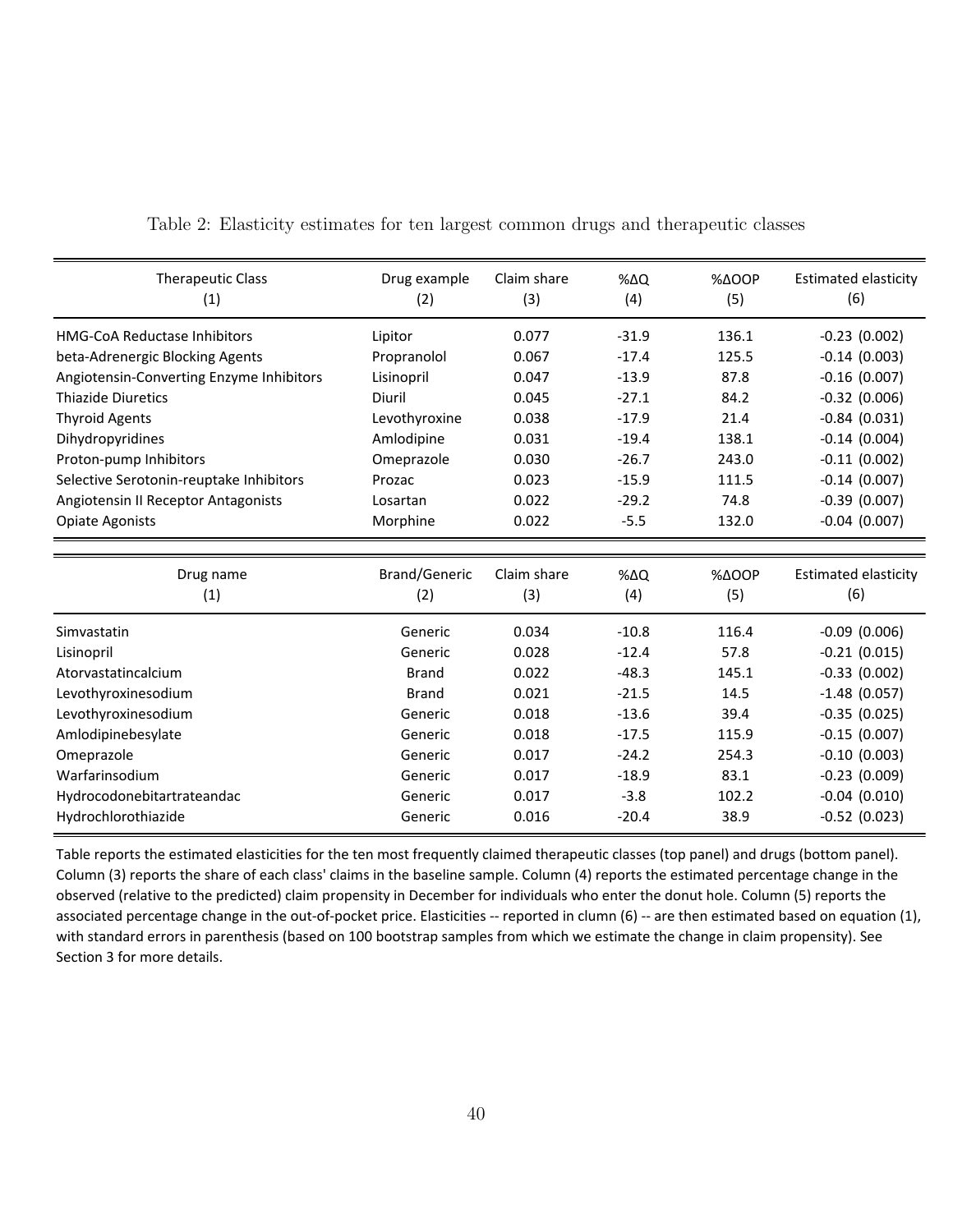Table 2: Elasticity estimates for ten largest common drugs and therapeutic classes

| Therapeutic Class (1) | Drug example (2) | Claim share (3) | %ΔQ (4) | %ΔOOP (5) | Estimated elasticity (6) |
|---|---|---|---|---|---|
| HMG-CoA Reductase Inhibitors | Lipitor | 0.077 | -31.9 | 136.1 | -0.23 (0.002) |
| beta-Adrenergic Blocking Agents | Propranolol | 0.067 | -17.4 | 125.5 | -0.14 (0.003) |
| Angiotensin-Converting Enzyme Inhibitors | Lisinopril | 0.047 | -13.9 | 87.8 | -0.16 (0.007) |
| Thiazide Diuretics | Diuril | 0.045 | -27.1 | 84.2 | -0.32 (0.006) |
| Thyroid Agents | Levothyroxine | 0.038 | -17.9 | 21.4 | -0.84 (0.031) |
| Dihydropyridines | Amlodipine | 0.031 | -19.4 | 138.1 | -0.14 (0.004) |
| Proton-pump Inhibitors | Omeprazole | 0.030 | -26.7 | 243.0 | -0.11 (0.002) |
| Selective Serotonin-reuptake Inhibitors | Prozac | 0.023 | -15.9 | 111.5 | -0.14 (0.007) |
| Angiotensin II Receptor Antagonists | Losartan | 0.022 | -29.2 | 74.8 | -0.39 (0.007) |
| Opiate Agonists | Morphine | 0.022 | -5.5 | 132.0 | -0.04 (0.007) |

| Drug name (1) | Brand/Generic (2) | Claim share (3) | %ΔQ (4) | %ΔOOP (5) | Estimated elasticity (6) |
|---|---|---|---|---|---|
| Simvastatin | Generic | 0.034 | -10.8 | 116.4 | -0.09 (0.006) |
| Lisinopril | Generic | 0.028 | -12.4 | 57.8 | -0.21 (0.015) |
| Atorvastatincalcium | Brand | 0.022 | -48.3 | 145.1 | -0.33 (0.002) |
| Levothyroxinesodium | Brand | 0.021 | -21.5 | 14.5 | -1.48 (0.057) |
| Levothyroxinesodium | Generic | 0.018 | -13.6 | 39.4 | -0.35 (0.025) |
| Amlodipinebesylate | Generic | 0.018 | -17.5 | 115.9 | -0.15 (0.007) |
| Omeprazole | Generic | 0.017 | -24.2 | 254.3 | -0.10 (0.003) |
| Warfarinsodium | Generic | 0.017 | -18.9 | 83.1 | -0.23 (0.009) |
| Hydrocodonebitartrateandac | Generic | 0.017 | -3.8 | 102.2 | -0.04 (0.010) |
| Hydrochlorothiazide | Generic | 0.016 | -20.4 | 38.9 | -0.52 (0.023) |

Table reports the estimated elasticities for the ten most frequently claimed therapeutic classes (top panel) and drugs (bottom panel). Column (3) reports the share of each class' claims in the baseline sample. Column (4) reports the estimated percentage change in the observed (relative to the predicted) claim propensity in December for individuals who enter the donut hole. Column (5) reports the associated percentage change in the out-of-pocket price. Elasticities -- reported in clumn (6) -- are then estimated based on equation (1), with standard errors in parenthesis (based on 100 bootstrap samples from which we estimate the change in claim propensity). See Section 3 for more details.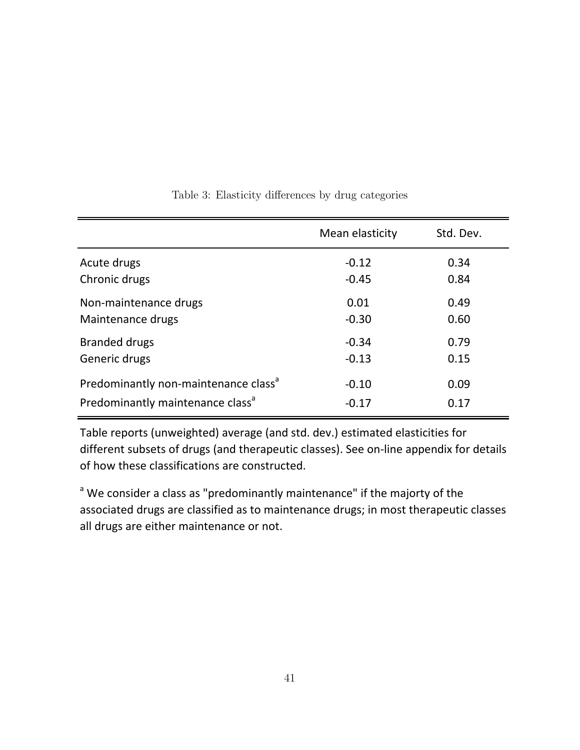Table 3: Elasticity differences by drug categories

| | Mean elasticity | Std. Dev. |
|---|---|---|
| Acute drugs | -0.12 | 0.34 |
| Chronic drugs | -0.45 | 0.84 |
| Non-maintenance drugs | 0.01 | 0.49 |
| Maintenance drugs | -0.30 | 0.60 |
| Branded drugs | -0.34 | 0.79 |
| Generic drugs | -0.13 | 0.15 |
| Predominantly non-maintenance class[a] | -0.10 | 0.09 |
| Predominantly maintenance class[a] | -0.17 | 0.17 |

Table reports (unweighted) average (and std. dev.) estimated elasticities for different subsets of drugs (and therapeutic classes). See on-line appendix for details of how these classifications are constructed.

[a] We consider a class as "predominantly maintenance" if the majorty of the associated drugs are classified as to maintenance drugs; in most therapeutic classes all drugs are either maintenance or not.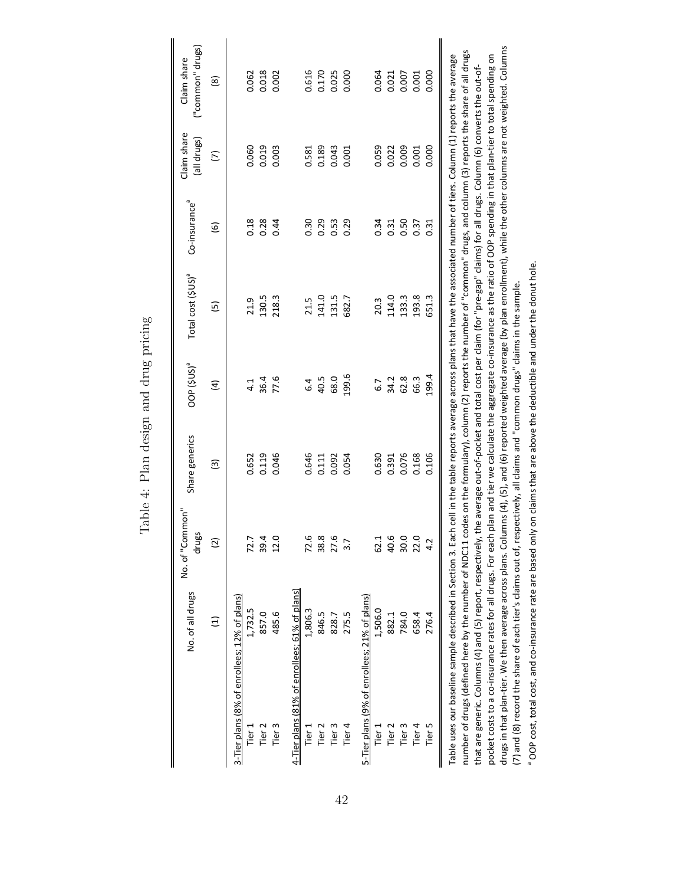# Table 4: Plan design and drug pricing

| | No. of all drugs | No. of "Common" drugs | Share generics | OOP ($US)[a] | Total cost ($US)[a] | Co-insurance[a] | Claim share (all drugs) | Claim share ("common" drugs) |
|---|---|---|---|---|---|---|---|---|
| | (1) | (2) | (3) | (4) | (5) | (6) | (7) | (8) |
| 3-Tier plans (8% of enrollees; 12% of plans) | | | | | | | | |
| Tier 1 | 1,732.5 | 72.7 | 0.652 | 4.1 | 21.9 | 0.18 | 0.060 | 0.062 |
| Tier 2 | 857.0 | 39.4 | 0.119 | 36.4 | 130.5 | 0.28 | 0.019 | 0.018 |
| Tier 3 | 485.6 | 12.0 | 0.046 | 77.6 | 218.3 | 0.44 | 0.003 | 0.002 |
| 4-Tier plans (81% of enrollees; 61% of plans) | | | | | | | | |
| Tier 1 | 1,806.3 | 72.6 | 0.646 | 6.4 | 21.5 | 0.30 | 0.581 | 0.616 |
| Tier 2 | 846.5 | 38.8 | 0.111 | 40.5 | 141.0 | 0.29 | 0.189 | 0.170 |
| Tier 3 | 828.7 | 27.6 | 0.092 | 68.0 | 131.5 | 0.53 | 0.043 | 0.025 |
| Tier 4 | 275.5 | 3.7 | 0.054 | 199.6 | 682.7 | 0.29 | 0.001 | 0.000 |
| 5-Tier plans (9% of enrollees; 21% of plans) | | | | | | | | |
| Tier 1 | 1,506.0 | 62.1 | 0.630 | 6.7 | 20.3 | 0.34 | 0.059 | 0.064 |
| Tier 2 | 882.1 | 40.6 | 0.391 | 34.2 | 114.0 | 0.31 | 0.022 | 0.021 |
| Tier 3 | 784.0 | 30.0 | 0.076 | 62.8 | 133.3 | 0.50 | 0.009 | 0.007 |
| Tier 4 | 658.4 | 22.0 | 0.168 | 66.3 | 193.8 | 0.37 | 0.001 | 0.001 |
| Tier 5 | 276.4 | 4.2 | 0.106 | 199.4 | 651.3 | 0.31 | 0.000 | 0.000 |

Table uses our baseline sample described in Section 3. Each cell in the table reports average across plans that have the associated number of tiers. Column (1) reports the average number of drugs (defined here by the number of NDC11 codes on the formulary), column (2) reports the number of "common" drugs, and column (3) reports the share of all drugs that are generic. Columns (4) and (5) report, respectively, the average out-of-pocket and total cost per claim (for "pre-gap" claims) for all drugs. Column (6) converts the out-of-pocket costs to a co-insurance rates for all drugs. For each plan and tier we calculate the aggregate co-insurance as the ratio of OOP spending in that plan-tier to total spending on drugs in that plan-tier. We then average across plans. Columns (4), (5), and (6) reported weighted average (by plan enrollment), while the other columns are not weighted. Columns (7) and (8) record the share of each tier's claims out of, respectively, all claims and "common drugs" claims in the sample.

[a] OOP cost, total cost, and co-insurance rate are based only on claims that are above the deductible and under the donut hole.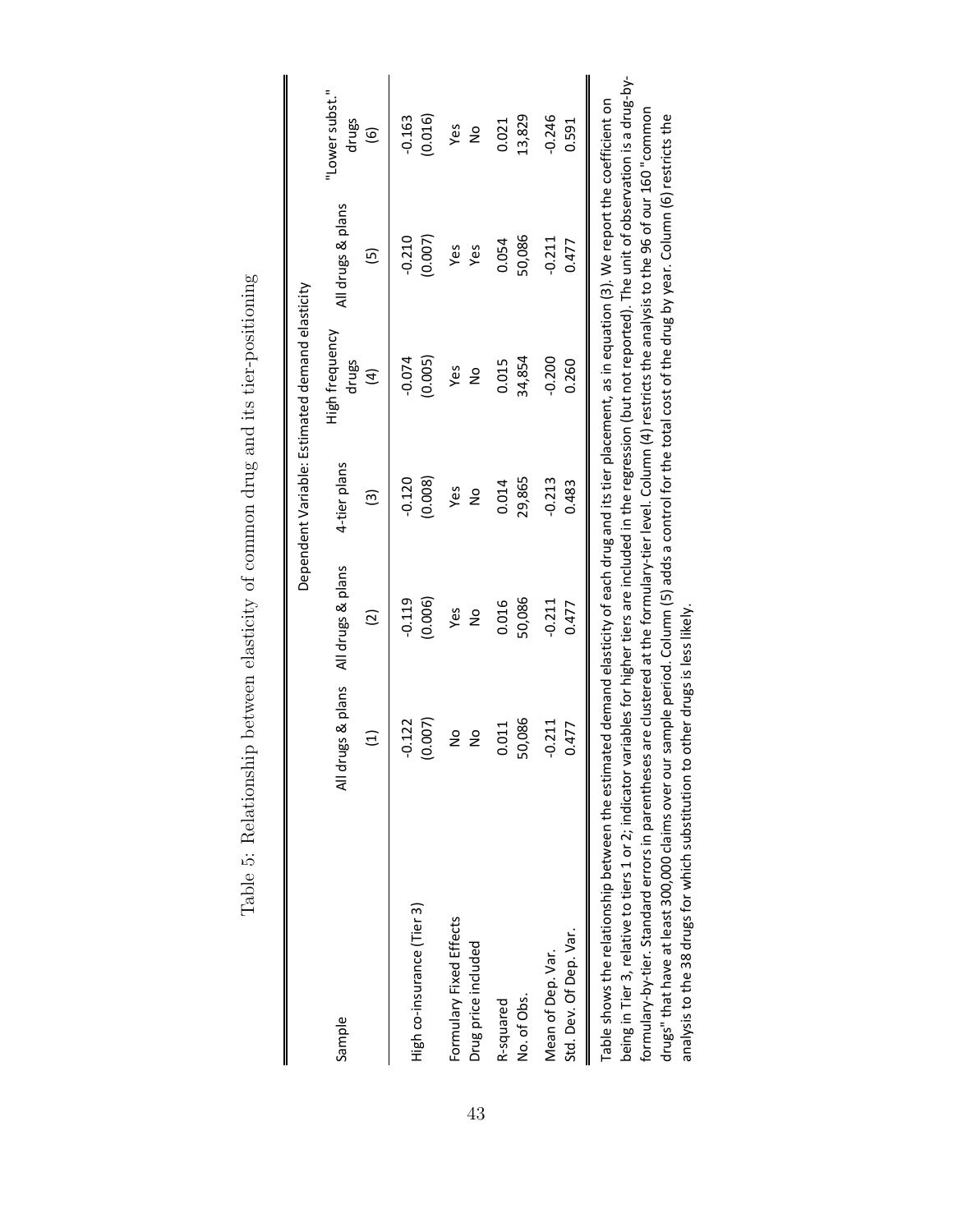Table 5: Relationship between elasticity of common drug and its tier-positioning

| Sample | All drugs & plans | All drugs & plans | 4-tier plans | High frequency drugs | All drugs & plans | "Lower subst." drugs |
|---|---|---|---|---|---|---|
| | Dependent Variable: Estimated demand elasticity | | | | | |
| | (1) | (2) | (3) | (4) | (5) | (6) |
| High co-insurance (Tier 3) | -0.122 | -0.119 | -0.120 | -0.074 | -0.210 | -0.163 |
| | (0.007) | (0.006) | (0.008) | (0.005) | (0.007) | (0.016) |
| Formulary Fixed Effects | No | Yes | Yes | Yes | Yes | Yes |
| Drug price included | No | No | No | No | Yes | No |
| R-squared | 0.011 | 0.016 | 0.014 | 0.015 | 0.054 | 0.021 |
| No. of Obs. | 50,086 | 50,086 | 29,865 | 34,854 | 50,086 | 13,829 |
| Mean of Dep. Var. | -0.211 | -0.211 | -0.213 | -0.200 | -0.211 | -0.246 |
| Std. Dev. Of Dep. Var. | 0.477 | 0.477 | 0.483 | 0.260 | 0.477 | 0.591 |

Table shows the relationship between the estimated demand elasticity of each drug and its tier placement, as in equation (3). We report the coefficient on being in Tier 3, relative to tiers 1 or 2; indicator variables for higher tiers are included in the regression (but not reported). The unit of observation is a drug-by-formulary-by-tier. Standard errors in parentheses are clustered at the formulary-tier level. Column (4) restricts the analysis to the 96 of our 160 "common drugs" that have at least 300,000 claims over our sample period. Column (5) adds a control for the total cost of the drug by year. Column (6) restricts the analysis to the 38 drugs for which substitution to other drugs is less likely.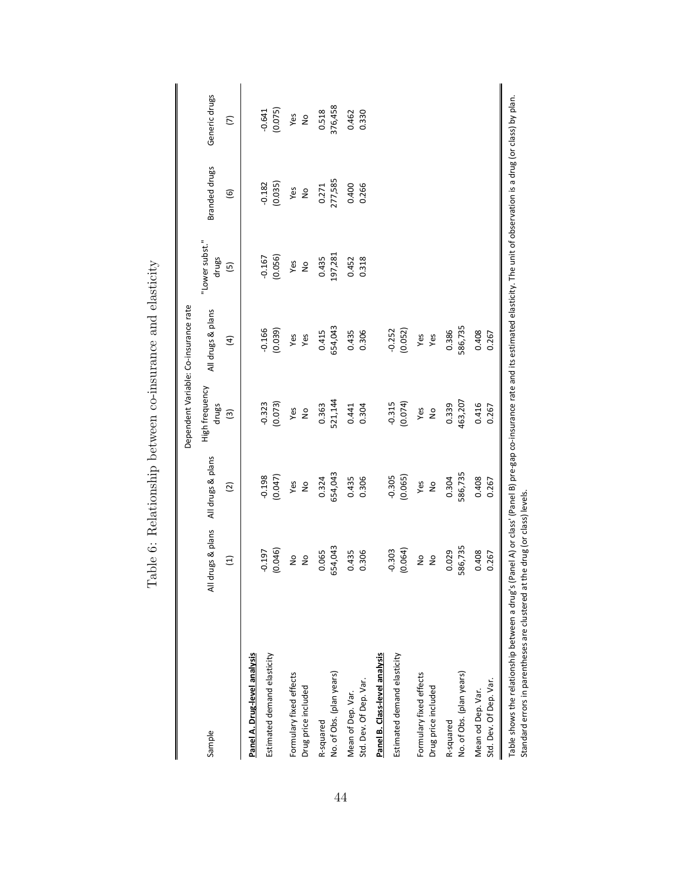# Table 6: Relationship between co-insurance and elasticity

| Sample | All drugs & plans | All drugs & plans | High frequency drugs | All drugs & plans | "Lower subst." drugs | Branded drugs | Generic drugs |
|---|---|---|---|---|---|---|---|
| | Dependent Variable: Co-insurance rate | | | | | | |
| | (1) | (2) | (3) | (4) | (5) | (6) | (7) |
| **Panel A. Drug-level analysis** | | | | | | | |
| Estimated demand elasticity | -0.197 | -0.198 | -0.323 | -0.166 | -0.167 | -0.182 | -0.641 |
| | (0.046) | (0.047) | (0.073) | (0.039) | (0.056) | (0.035) | (0.075) |
| Formulary fixed effects | No | Yes | Yes | Yes | Yes | Yes | Yes |
| Drug price included | No | No | No | Yes | No | No | No |
| R-squared | 0.065 | 0.324 | 0.363 | 0.415 | 0.435 | 0.271 | 0.518 |
| No. of Obs. (plan years) | 654,043 | 654,043 | 521,144 | 654,043 | 197,281 | 277,585 | 376,458 |
| Mean of Dep. Var. | 0.435 | 0.435 | 0.441 | 0.435 | 0.452 | 0.400 | 0.462 |
| Std. Dev. Of Dep. Var. | 0.306 | 0.306 | 0.304 | 0.306 | 0.318 | 0.266 | 0.330 |
| **Panel B. Class-level analysis** | | | | | | | |
| Estimated demand elasticity | -0.303 | -0.305 | -0.315 | -0.252 | | | |
| | (0.064) | (0.065) | (0.074) | (0.052) | | | |
| Formulary fixed effects | No | Yes | Yes | Yes | | | |
| Drug price included | No | No | No | Yes | | | |
| R-squared | 0.029 | 0.304 | 0.339 | 0.386 | | | |
| No. of Obs. (plan years) | 586,735 | 586,735 | 463,207 | 586,735 | | | |
| Mean od Dep. Var. | 0.408 | 0.408 | 0.416 | 0.408 | | | |
| Std. Dev. Of Dep. Var. | 0.267 | 0.267 | 0.267 | 0.267 | | | |

Table shows the relationship between a drug's (Panel A) or class' (Panel B) pre-gap co-insurance rate and its estimated elasticity. The unit of observation is a drug (or class) by plan. Standard errors in parentheses are clustered at the drug (or class) levels.